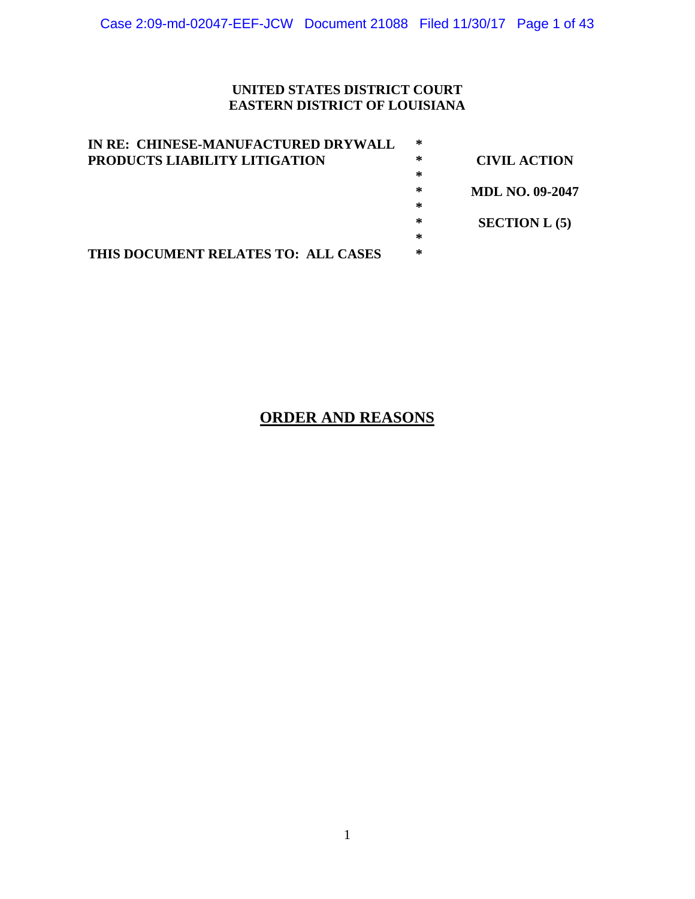**UNITED STATES DISTRICT COURT**
**EASTERN DISTRICT OF LOUISIANA**

| | | |
|---|---|---|
| **IN RE: CHINESE-MANUFACTURED DRYWALL PRODUCTS LIABILITY LITIGATION** | * | **CIVIL ACTION** |
| | * | **MDL NO. 09-2047** |
| | * | **SECTION L (5)** |
| **THIS DOCUMENT RELATES TO: ALL CASES** | * | |

# ORDER AND REASONS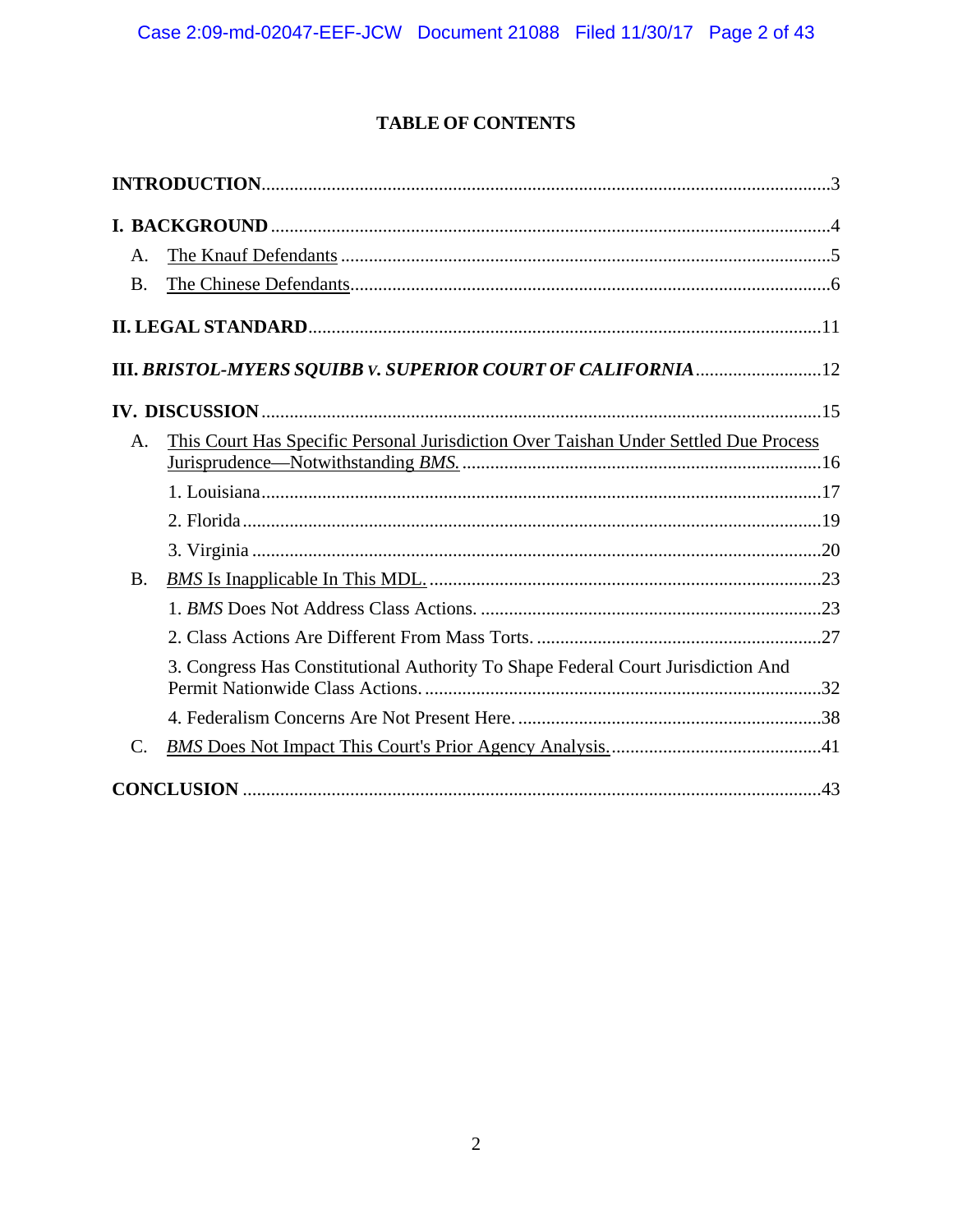# TABLE OF CONTENTS

**INTRODUCTION**...........................................................................................................3

**I. BACKGROUND**.........................................................................................................4

A. The Knauf Defendants .........................................................................................5

B. The Chinese Defendants.......................................................................................6

**II. LEGAL STANDARD**................................................................................................11

**III. *BRISTOL-MYERS SQUIBB v. SUPERIOR COURT OF CALIFORNIA***...........................12

**IV. DISCUSSION**.........................................................................................................15

A. This Court Has Specific Personal Jurisdiction Over Taishan Under Settled Due Process Jurisprudence—Notwithstanding *BMS.*.............................................................................16

1. Louisiana.......................................................................................................17

2. Florida...........................................................................................................19

3. Virginia .........................................................................................................20

B. *BMS* Is Inapplicable In This MDL. ....................................................................23

1. *BMS* Does Not Address Class Actions. .........................................................23

2. Class Actions Are Different From Mass Torts. .............................................27

3. Congress Has Constitutional Authority To Shape Federal Court Jurisdiction And Permit Nationwide Class Actions. .....................................................................32

4. Federalism Concerns Are Not Present Here. .................................................38

C. *BMS* Does Not Impact This Court's Prior Agency Analysis. .............................41

**CONCLUSION** ...........................................................................................................43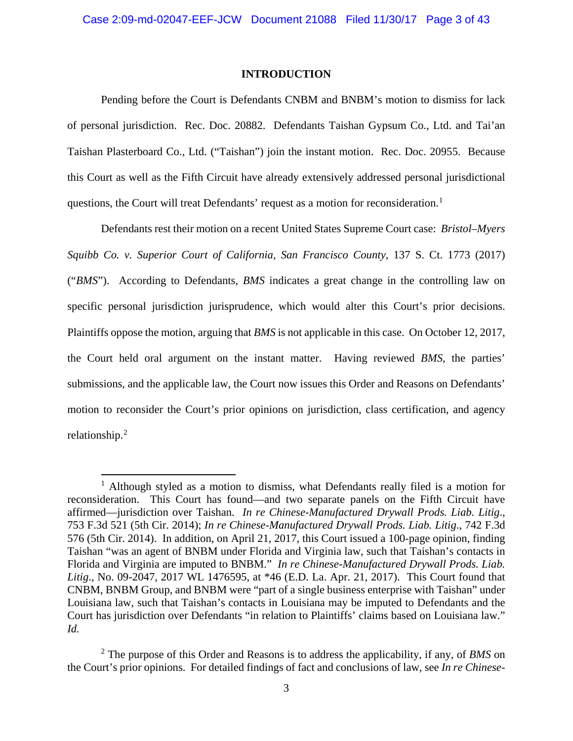## INTRODUCTION

Pending before the Court is Defendants CNBM and BNBM's motion to dismiss for lack of personal jurisdiction. Rec. Doc. 20882. Defendants Taishan Gypsum Co., Ltd. and Tai'an Taishan Plasterboard Co., Ltd. ("Taishan") join the instant motion. Rec. Doc. 20955. Because this Court as well as the Fifth Circuit have already extensively addressed personal jurisdictional questions, the Court will treat Defendants' request as a motion for reconsideration.[1]

Defendants rest their motion on a recent United States Supreme Court case: *Bristol–Myers Squibb Co. v. Superior Court of California, San Francisco County*, 137 S. Ct. 1773 (2017) ("*BMS*"). According to Defendants, *BMS* indicates a great change in the controlling law on specific personal jurisdiction jurisprudence, which would alter this Court's prior decisions. Plaintiffs oppose the motion, arguing that *BMS* is not applicable in this case. On October 12, 2017, the Court held oral argument on the instant matter. Having reviewed *BMS*, the parties' submissions, and the applicable law, the Court now issues this Order and Reasons on Defendants' motion to reconsider the Court's prior opinions on jurisdiction, class certification, and agency relationship.[2]

[1] Although styled as a motion to dismiss, what Defendants really filed is a motion for reconsideration. This Court has found—and two separate panels on the Fifth Circuit have affirmed—jurisdiction over Taishan. *In re Chinese-Manufactured Drywall Prods. Liab. Litig.*, 753 F.3d 521 (5th Cir. 2014); *In re Chinese-Manufactured Drywall Prods. Liab. Litig.*, 742 F.3d 576 (5th Cir. 2014). In addition, on April 21, 2017, this Court issued a 100-page opinion, finding Taishan "was an agent of BNBM under Florida and Virginia law, such that Taishan's contacts in Florida and Virginia are imputed to BNBM." *In re Chinese-Manufactured Drywall Prods. Liab. Litig.*, No. 09-2047, 2017 WL 1476595, at *46 (E.D. La. Apr. 21, 2017). This Court found that CNBM, BNBM Group, and BNBM were "part of a single business enterprise with Taishan" under Louisiana law, such that Taishan's contacts in Louisiana may be imputed to Defendants and the Court has jurisdiction over Defendants "in relation to Plaintiffs' claims based on Louisiana law." *Id.*

[2] The purpose of this Order and Reasons is to address the applicability, if any, of *BMS* on the Court's prior opinions. For detailed findings of fact and conclusions of law, see *In re Chinese-*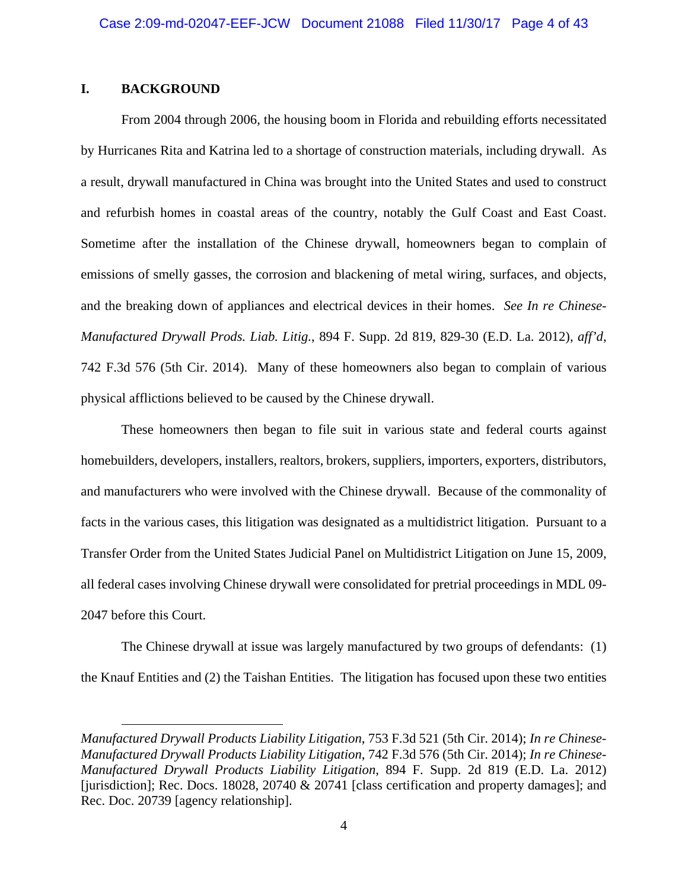## I. BACKGROUND

From 2004 through 2006, the housing boom in Florida and rebuilding efforts necessitated by Hurricanes Rita and Katrina led to a shortage of construction materials, including drywall. As a result, drywall manufactured in China was brought into the United States and used to construct and refurbish homes in coastal areas of the country, notably the Gulf Coast and East Coast. Sometime after the installation of the Chinese drywall, homeowners began to complain of emissions of smelly gasses, the corrosion and blackening of metal wiring, surfaces, and objects, and the breaking down of appliances and electrical devices in their homes. *See In re Chinese-Manufactured Drywall Prods. Liab. Litig.*, 894 F. Supp. 2d 819, 829-30 (E.D. La. 2012), *aff'd*, 742 F.3d 576 (5th Cir. 2014). Many of these homeowners also began to complain of various physical afflictions believed to be caused by the Chinese drywall.

These homeowners then began to file suit in various state and federal courts against homebuilders, developers, installers, realtors, brokers, suppliers, importers, exporters, distributors, and manufacturers who were involved with the Chinese drywall. Because of the commonality of facts in the various cases, this litigation was designated as a multidistrict litigation. Pursuant to a Transfer Order from the United States Judicial Panel on Multidistrict Litigation on June 15, 2009, all federal cases involving Chinese drywall were consolidated for pretrial proceedings in MDL 09-2047 before this Court.

The Chinese drywall at issue was largely manufactured by two groups of defendants: (1) the Knauf Entities and (2) the Taishan Entities. The litigation has focused upon these two entities

---

*Manufactured Drywall Products Liability Litigation*, 753 F.3d 521 (5th Cir. 2014); *In re Chinese-Manufactured Drywall Products Liability Litigation*, 742 F.3d 576 (5th Cir. 2014); *In re Chinese-Manufactured Drywall Products Liability Litigation*, 894 F. Supp. 2d 819 (E.D. La. 2012) [jurisdiction]; Rec. Docs. 18028, 20740 & 20741 [class certification and property damages]; and Rec. Doc. 20739 [agency relationship].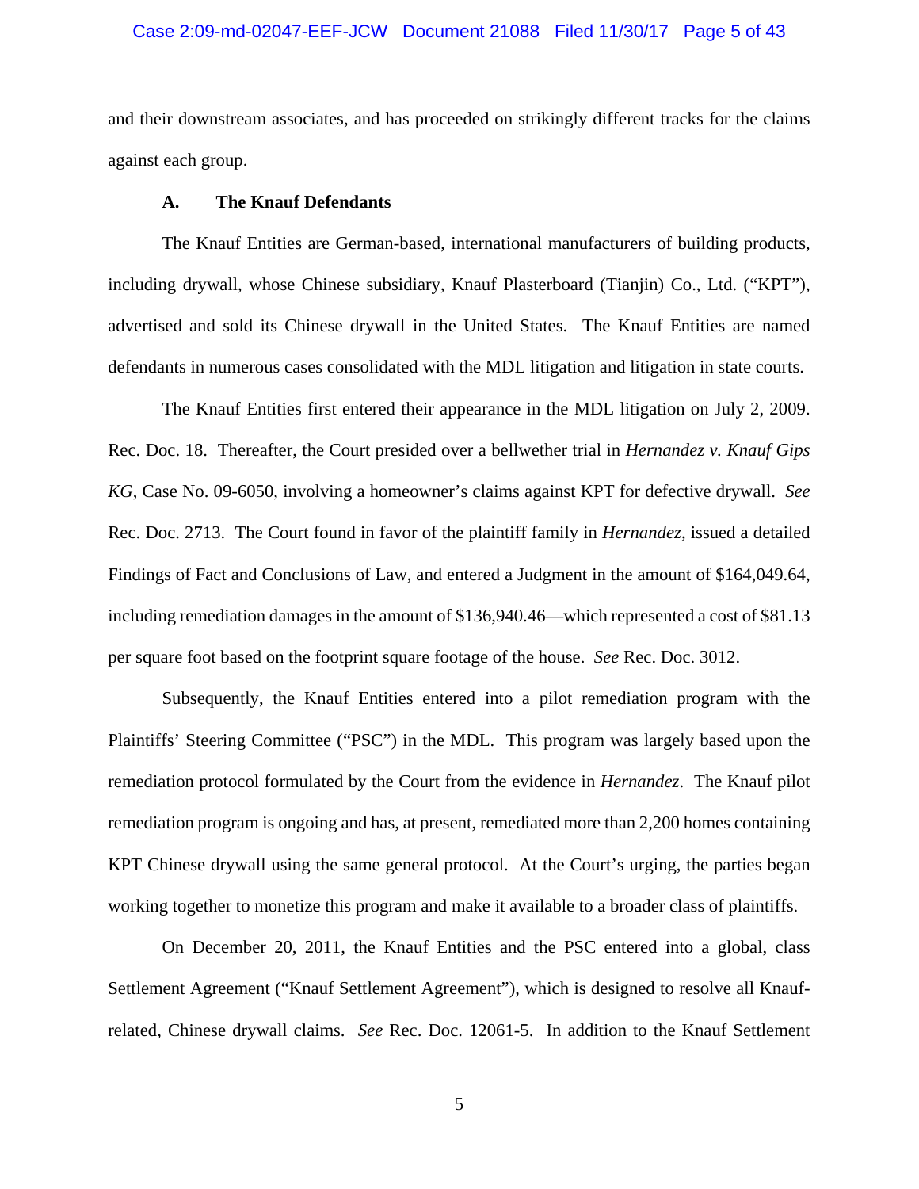and their downstream associates, and has proceeded on strikingly different tracks for the claims against each group.

### A. The Knauf Defendants

The Knauf Entities are German-based, international manufacturers of building products, including drywall, whose Chinese subsidiary, Knauf Plasterboard (Tianjin) Co., Ltd. ("KPT"), advertised and sold its Chinese drywall in the United States. The Knauf Entities are named defendants in numerous cases consolidated with the MDL litigation and litigation in state courts.

The Knauf Entities first entered their appearance in the MDL litigation on July 2, 2009. Rec. Doc. 18. Thereafter, the Court presided over a bellwether trial in *Hernandez v. Knauf Gips KG*, Case No. 09-6050, involving a homeowner's claims against KPT for defective drywall. *See* Rec. Doc. 2713. The Court found in favor of the plaintiff family in *Hernandez*, issued a detailed Findings of Fact and Conclusions of Law, and entered a Judgment in the amount of $164,049.64, including remediation damages in the amount of $136,940.46—which represented a cost of $81.13 per square foot based on the footprint square footage of the house. *See* Rec. Doc. 3012.

Subsequently, the Knauf Entities entered into a pilot remediation program with the Plaintiffs' Steering Committee ("PSC") in the MDL. This program was largely based upon the remediation protocol formulated by the Court from the evidence in *Hernandez*. The Knauf pilot remediation program is ongoing and has, at present, remediated more than 2,200 homes containing KPT Chinese drywall using the same general protocol. At the Court's urging, the parties began working together to monetize this program and make it available to a broader class of plaintiffs.

On December 20, 2011, the Knauf Entities and the PSC entered into a global, class Settlement Agreement ("Knauf Settlement Agreement"), which is designed to resolve all Knauf-related, Chinese drywall claims. *See* Rec. Doc. 12061-5. In addition to the Knauf Settlement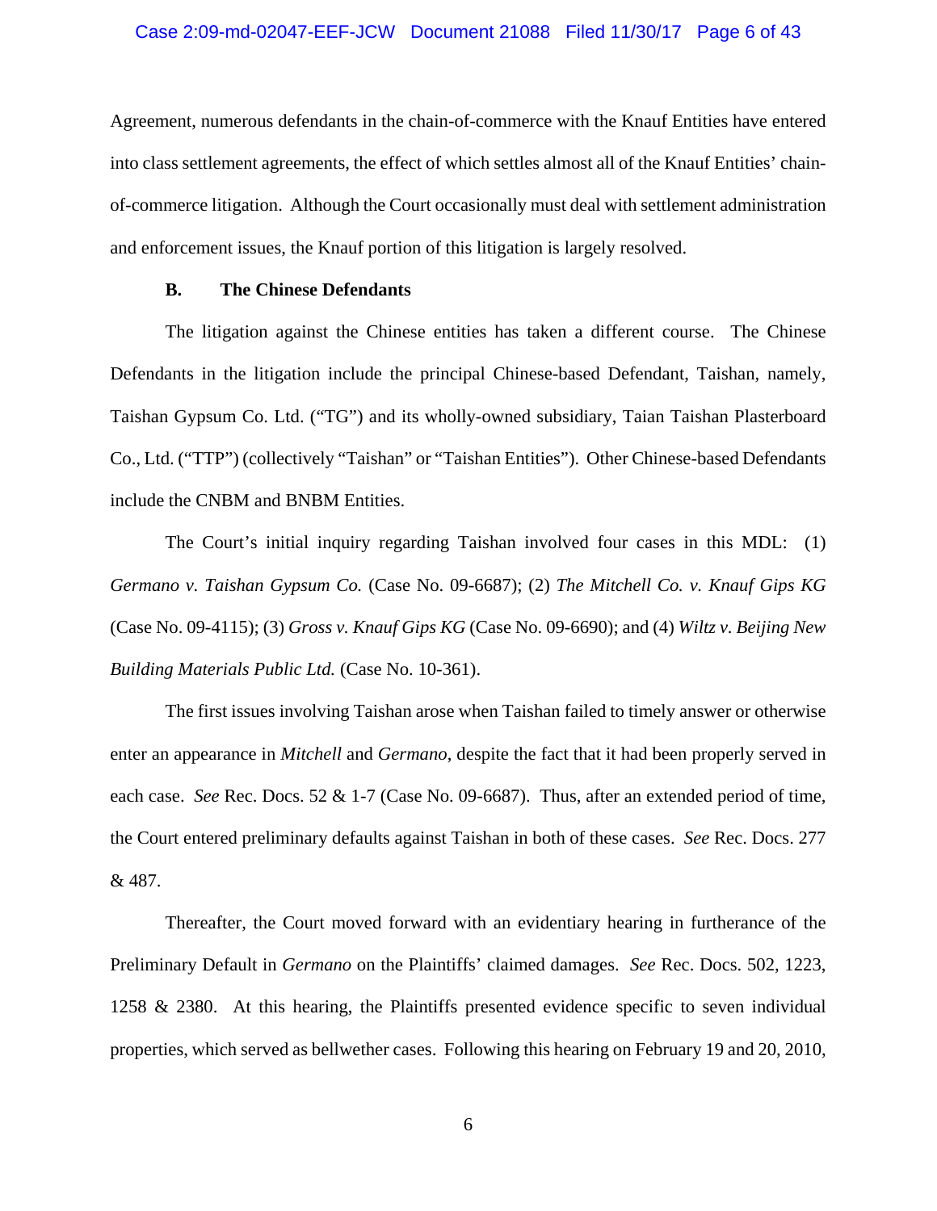Agreement, numerous defendants in the chain-of-commerce with the Knauf Entities have entered into class settlement agreements, the effect of which settles almost all of the Knauf Entities' chain-of-commerce litigation. Although the Court occasionally must deal with settlement administration and enforcement issues, the Knauf portion of this litigation is largely resolved.

### B. The Chinese Defendants

The litigation against the Chinese entities has taken a different course. The Chinese Defendants in the litigation include the principal Chinese-based Defendant, Taishan, namely, Taishan Gypsum Co. Ltd. ("TG") and its wholly-owned subsidiary, Taian Taishan Plasterboard Co., Ltd. ("TTP") (collectively "Taishan" or "Taishan Entities"). Other Chinese-based Defendants include the CNBM and BNBM Entities.

The Court's initial inquiry regarding Taishan involved four cases in this MDL: (1) *Germano v. Taishan Gypsum Co.* (Case No. 09-6687); (2) *The Mitchell Co. v. Knauf Gips KG* (Case No. 09-4115); (3) *Gross v. Knauf Gips KG* (Case No. 09-6690); and (4) *Wiltz v. Beijing New Building Materials Public Ltd.* (Case No. 10-361).

The first issues involving Taishan arose when Taishan failed to timely answer or otherwise enter an appearance in *Mitchell* and *Germano*, despite the fact that it had been properly served in each case. *See* Rec. Docs. 52 & 1-7 (Case No. 09-6687). Thus, after an extended period of time, the Court entered preliminary defaults against Taishan in both of these cases. *See* Rec. Docs. 277 & 487.

Thereafter, the Court moved forward with an evidentiary hearing in furtherance of the Preliminary Default in *Germano* on the Plaintiffs' claimed damages. *See* Rec. Docs. 502, 1223, 1258 & 2380. At this hearing, the Plaintiffs presented evidence specific to seven individual properties, which served as bellwether cases. Following this hearing on February 19 and 20, 2010,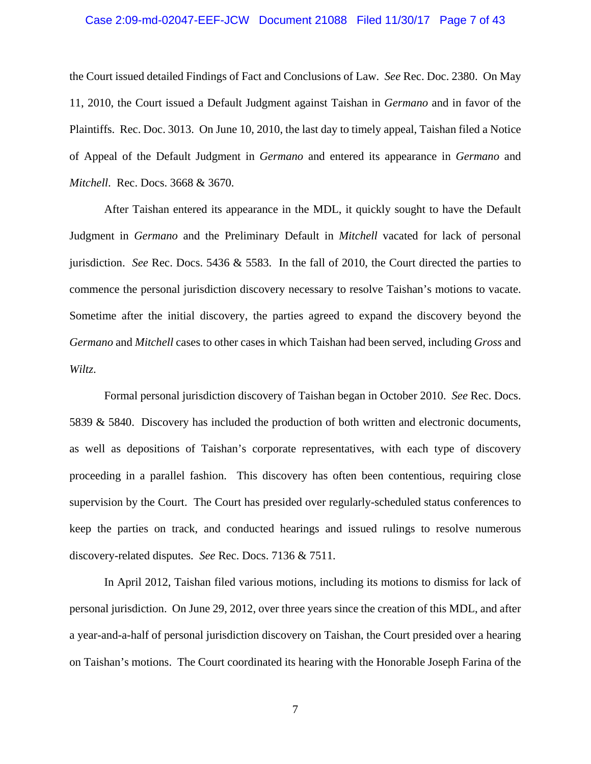the Court issued detailed Findings of Fact and Conclusions of Law. *See* Rec. Doc. 2380. On May 11, 2010, the Court issued a Default Judgment against Taishan in *Germano* and in favor of the Plaintiffs. Rec. Doc. 3013. On June 10, 2010, the last day to timely appeal, Taishan filed a Notice of Appeal of the Default Judgment in *Germano* and entered its appearance in *Germano* and *Mitchell*. Rec. Docs. 3668 & 3670.

After Taishan entered its appearance in the MDL, it quickly sought to have the Default Judgment in *Germano* and the Preliminary Default in *Mitchell* vacated for lack of personal jurisdiction. *See* Rec. Docs. 5436 & 5583. In the fall of 2010, the Court directed the parties to commence the personal jurisdiction discovery necessary to resolve Taishan's motions to vacate. Sometime after the initial discovery, the parties agreed to expand the discovery beyond the *Germano* and *Mitchell* cases to other cases in which Taishan had been served, including *Gross* and *Wiltz*.

Formal personal jurisdiction discovery of Taishan began in October 2010. *See* Rec. Docs. 5839 & 5840. Discovery has included the production of both written and electronic documents, as well as depositions of Taishan's corporate representatives, with each type of discovery proceeding in a parallel fashion. This discovery has often been contentious, requiring close supervision by the Court. The Court has presided over regularly-scheduled status conferences to keep the parties on track, and conducted hearings and issued rulings to resolve numerous discovery-related disputes. *See* Rec. Docs. 7136 & 7511.

In April 2012, Taishan filed various motions, including its motions to dismiss for lack of personal jurisdiction. On June 29, 2012, over three years since the creation of this MDL, and after a year-and-a-half of personal jurisdiction discovery on Taishan, the Court presided over a hearing on Taishan's motions. The Court coordinated its hearing with the Honorable Joseph Farina of the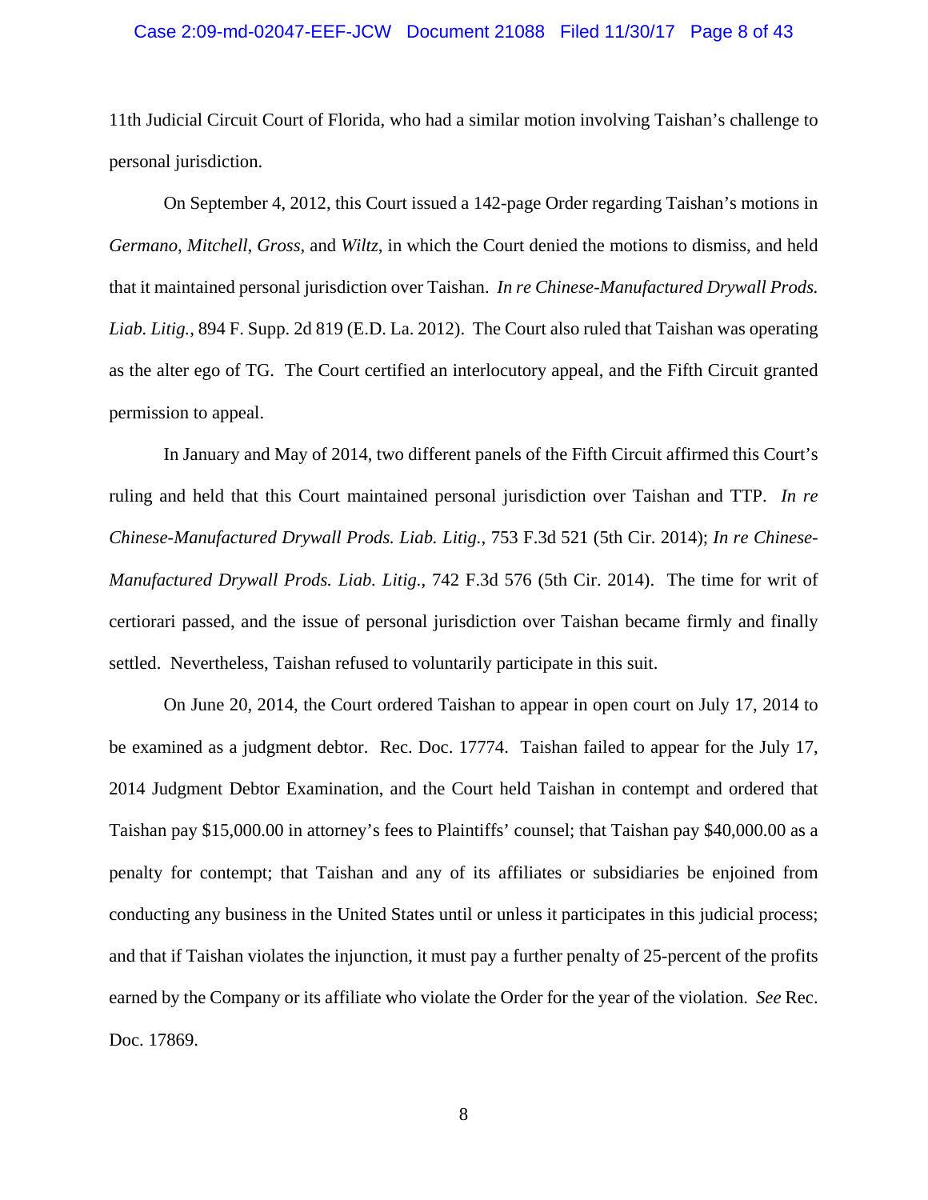11th Judicial Circuit Court of Florida, who had a similar motion involving Taishan's challenge to personal jurisdiction.

On September 4, 2012, this Court issued a 142-page Order regarding Taishan's motions in *Germano*, *Mitchell*, *Gross*, and *Wiltz*, in which the Court denied the motions to dismiss, and held that it maintained personal jurisdiction over Taishan. *In re Chinese-Manufactured Drywall Prods. Liab. Litig.*, 894 F. Supp. 2d 819 (E.D. La. 2012). The Court also ruled that Taishan was operating as the alter ego of TG. The Court certified an interlocutory appeal, and the Fifth Circuit granted permission to appeal.

In January and May of 2014, two different panels of the Fifth Circuit affirmed this Court's ruling and held that this Court maintained personal jurisdiction over Taishan and TTP. *In re Chinese-Manufactured Drywall Prods. Liab. Litig.*, 753 F.3d 521 (5th Cir. 2014); *In re Chinese-Manufactured Drywall Prods. Liab. Litig.*, 742 F.3d 576 (5th Cir. 2014). The time for writ of certiorari passed, and the issue of personal jurisdiction over Taishan became firmly and finally settled. Nevertheless, Taishan refused to voluntarily participate in this suit.

On June 20, 2014, the Court ordered Taishan to appear in open court on July 17, 2014 to be examined as a judgment debtor. Rec. Doc. 17774. Taishan failed to appear for the July 17, 2014 Judgment Debtor Examination, and the Court held Taishan in contempt and ordered that Taishan pay $15,000.00 in attorney's fees to Plaintiffs' counsel; that Taishan pay $40,000.00 as a penalty for contempt; that Taishan and any of its affiliates or subsidiaries be enjoined from conducting any business in the United States until or unless it participates in this judicial process; and that if Taishan violates the injunction, it must pay a further penalty of 25-percent of the profits earned by the Company or its affiliate who violate the Order for the year of the violation. *See* Rec. Doc. 17869.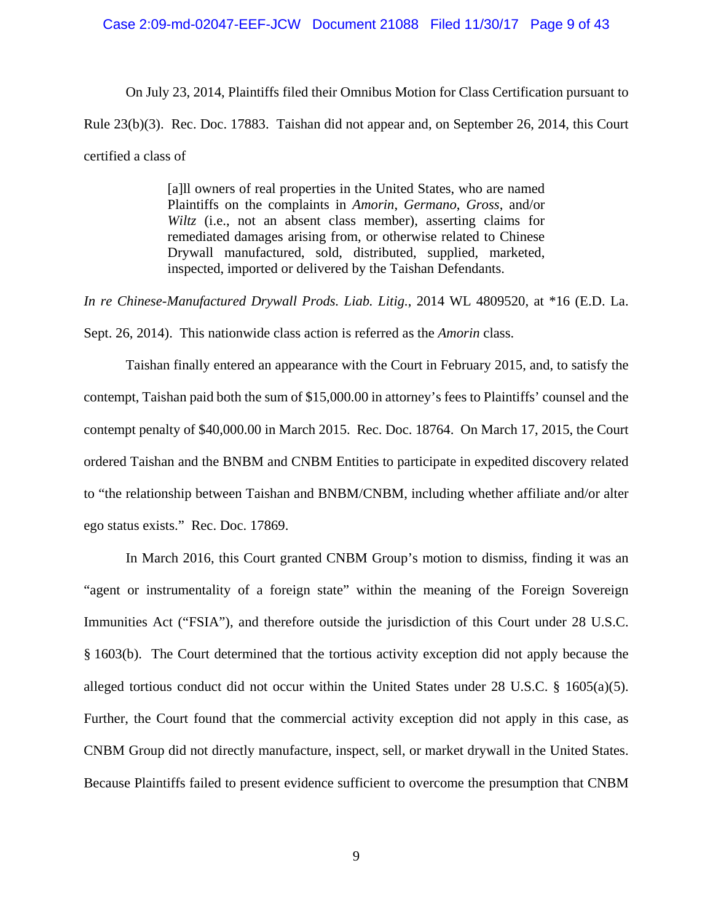On July 23, 2014, Plaintiffs filed their Omnibus Motion for Class Certification pursuant to Rule 23(b)(3). Rec. Doc. 17883. Taishan did not appear and, on September 26, 2014, this Court certified a class of

> [a]ll owners of real properties in the United States, who are named Plaintiffs on the complaints in *Amorin*, *Germano*, *Gross*, and/or *Wiltz* (i.e., not an absent class member), asserting claims for remediated damages arising from, or otherwise related to Chinese Drywall manufactured, sold, distributed, supplied, marketed, inspected, imported or delivered by the Taishan Defendants.

*In re Chinese-Manufactured Drywall Prods. Liab. Litig.*, 2014 WL 4809520, at *16 (E.D. La. Sept. 26, 2014). This nationwide class action is referred as the *Amorin* class.

Taishan finally entered an appearance with the Court in February 2015, and, to satisfy the contempt, Taishan paid both the sum of $15,000.00 in attorney's fees to Plaintiffs' counsel and the contempt penalty of $40,000.00 in March 2015. Rec. Doc. 18764. On March 17, 2015, the Court ordered Taishan and the BNBM and CNBM Entities to participate in expedited discovery related to "the relationship between Taishan and BNBM/CNBM, including whether affiliate and/or alter ego status exists." Rec. Doc. 17869.

In March 2016, this Court granted CNBM Group's motion to dismiss, finding it was an "agent or instrumentality of a foreign state" within the meaning of the Foreign Sovereign Immunities Act ("FSIA"), and therefore outside the jurisdiction of this Court under 28 U.S.C. § 1603(b). The Court determined that the tortious activity exception did not apply because the alleged tortious conduct did not occur within the United States under 28 U.S.C. § 1605(a)(5). Further, the Court found that the commercial activity exception did not apply in this case, as CNBM Group did not directly manufacture, inspect, sell, or market drywall in the United States. Because Plaintiffs failed to present evidence sufficient to overcome the presumption that CNBM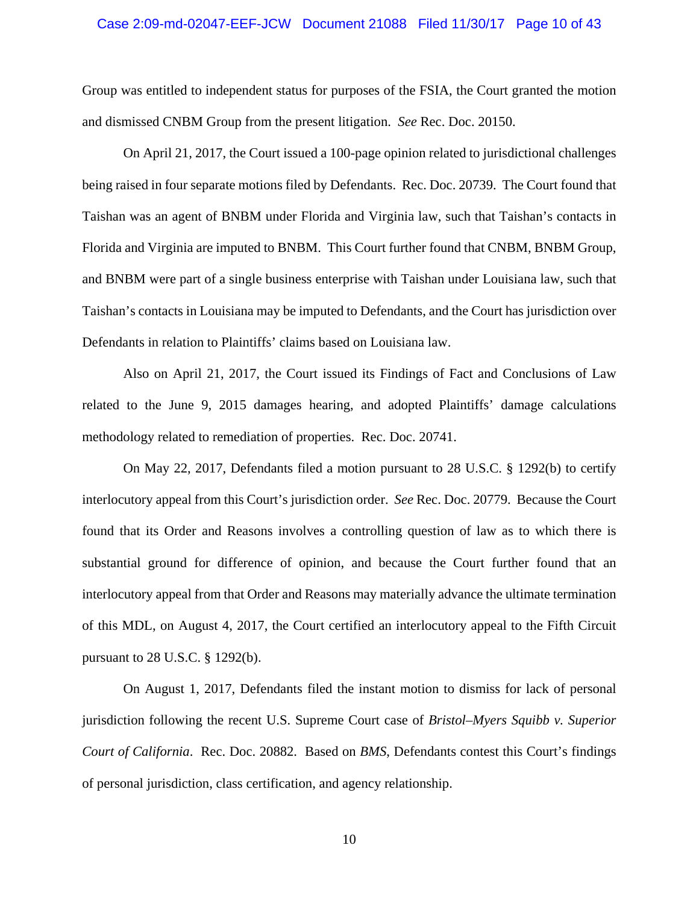Group was entitled to independent status for purposes of the FSIA, the Court granted the motion and dismissed CNBM Group from the present litigation. *See* Rec. Doc. 20150.

On April 21, 2017, the Court issued a 100-page opinion related to jurisdictional challenges being raised in four separate motions filed by Defendants. Rec. Doc. 20739. The Court found that Taishan was an agent of BNBM under Florida and Virginia law, such that Taishan's contacts in Florida and Virginia are imputed to BNBM. This Court further found that CNBM, BNBM Group, and BNBM were part of a single business enterprise with Taishan under Louisiana law, such that Taishan's contacts in Louisiana may be imputed to Defendants, and the Court has jurisdiction over Defendants in relation to Plaintiffs' claims based on Louisiana law.

Also on April 21, 2017, the Court issued its Findings of Fact and Conclusions of Law related to the June 9, 2015 damages hearing, and adopted Plaintiffs' damage calculations methodology related to remediation of properties. Rec. Doc. 20741.

On May 22, 2017, Defendants filed a motion pursuant to 28 U.S.C. § 1292(b) to certify interlocutory appeal from this Court's jurisdiction order. *See* Rec. Doc. 20779. Because the Court found that its Order and Reasons involves a controlling question of law as to which there is substantial ground for difference of opinion, and because the Court further found that an interlocutory appeal from that Order and Reasons may materially advance the ultimate termination of this MDL, on August 4, 2017, the Court certified an interlocutory appeal to the Fifth Circuit pursuant to 28 U.S.C. § 1292(b).

On August 1, 2017, Defendants filed the instant motion to dismiss for lack of personal jurisdiction following the recent U.S. Supreme Court case of *Bristol–Myers Squibb v. Superior Court of California*. Rec. Doc. 20882. Based on *BMS*, Defendants contest this Court's findings of personal jurisdiction, class certification, and agency relationship.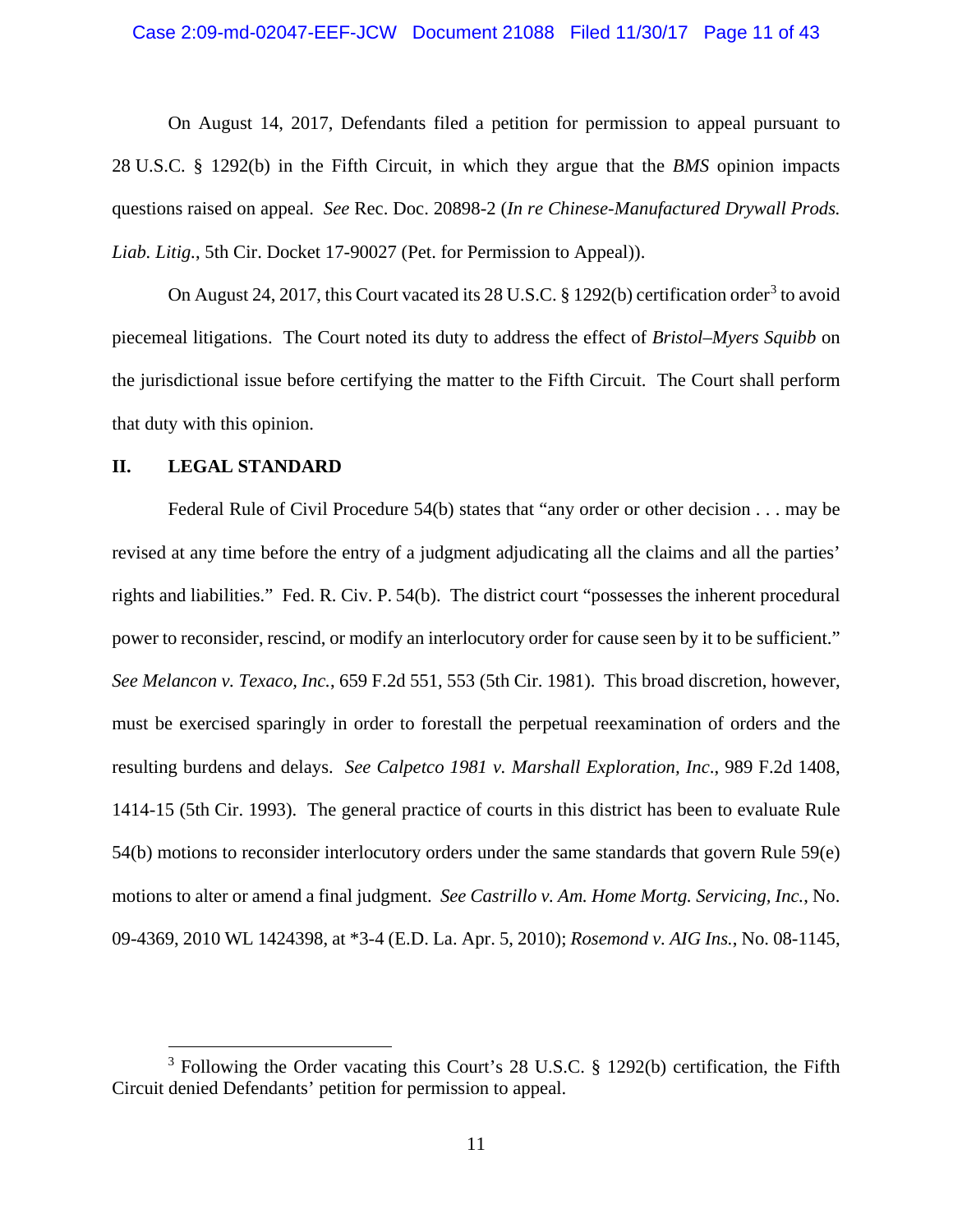On August 14, 2017, Defendants filed a petition for permission to appeal pursuant to 28 U.S.C. § 1292(b) in the Fifth Circuit, in which they argue that the *BMS* opinion impacts questions raised on appeal. *See* Rec. Doc. 20898-2 (*In re Chinese-Manufactured Drywall Prods. Liab. Litig.*, 5th Cir. Docket 17-90027 (Pet. for Permission to Appeal)).

On August 24, 2017, this Court vacated its 28 U.S.C. § 1292(b) certification order[3] to avoid piecemeal litigations. The Court noted its duty to address the effect of *Bristol–Myers Squibb* on the jurisdictional issue before certifying the matter to the Fifth Circuit. The Court shall perform that duty with this opinion.

## II. LEGAL STANDARD

Federal Rule of Civil Procedure 54(b) states that "any order or other decision . . . may be revised at any time before the entry of a judgment adjudicating all the claims and all the parties' rights and liabilities." Fed. R. Civ. P. 54(b). The district court "possesses the inherent procedural power to reconsider, rescind, or modify an interlocutory order for cause seen by it to be sufficient." *See Melancon v. Texaco, Inc.*, 659 F.2d 551, 553 (5th Cir. 1981). This broad discretion, however, must be exercised sparingly in order to forestall the perpetual reexamination of orders and the resulting burdens and delays. *See Calpetco 1981 v. Marshall Exploration, Inc*., 989 F.2d 1408, 1414-15 (5th Cir. 1993). The general practice of courts in this district has been to evaluate Rule 54(b) motions to reconsider interlocutory orders under the same standards that govern Rule 59(e) motions to alter or amend a final judgment. *See Castrillo v. Am. Home Mortg. Servicing, Inc.*, No. 09-4369, 2010 WL 1424398, at *3-4 (E.D. La. Apr. 5, 2010); *Rosemond v. AIG Ins.*, No. 08-1145,

---

[3] Following the Order vacating this Court's 28 U.S.C. § 1292(b) certification, the Fifth Circuit denied Defendants' petition for permission to appeal.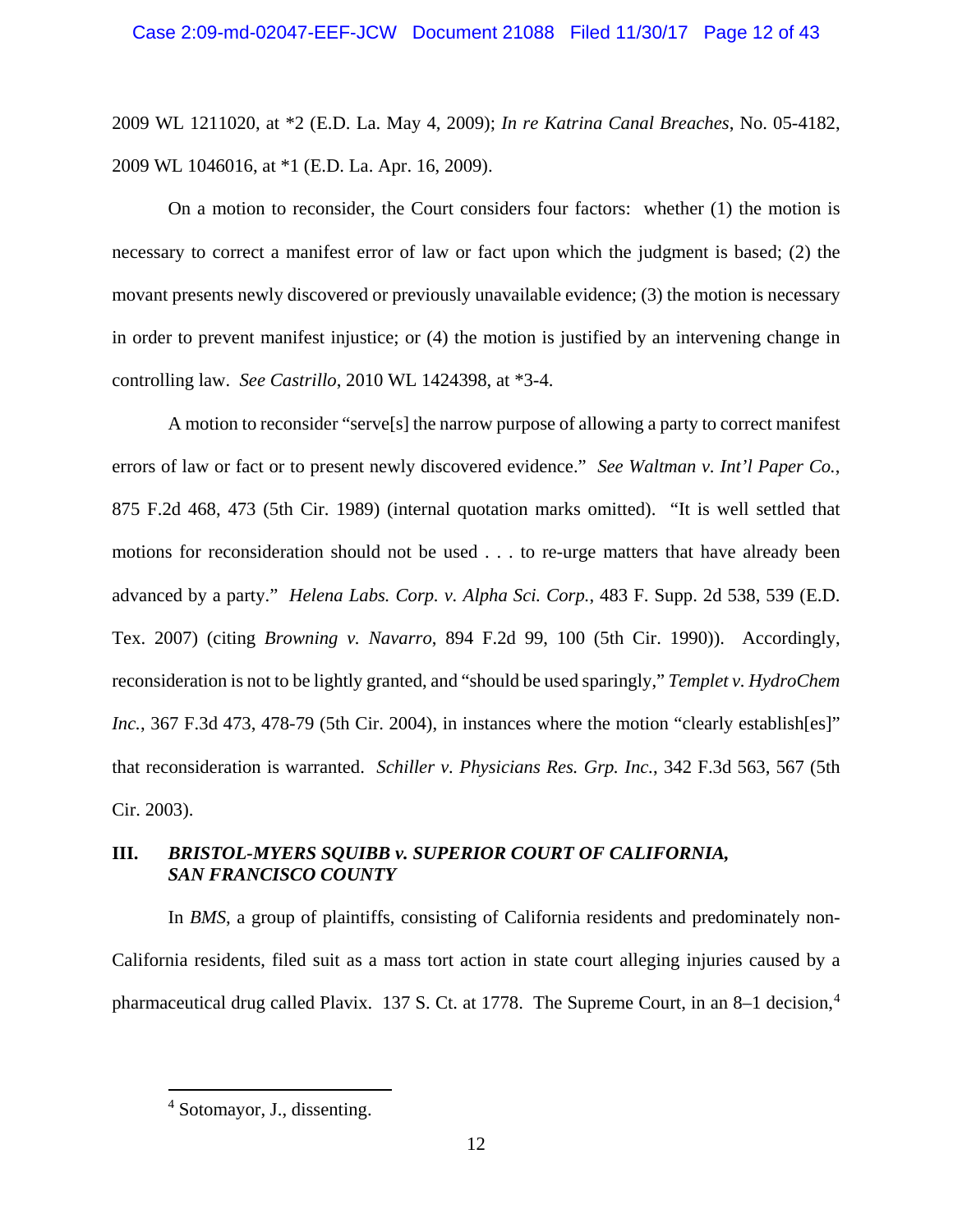2009 WL 1211020, at *2 (E.D. La. May 4, 2009); *In re Katrina Canal Breaches*, No. 05-4182, 2009 WL 1046016, at *1 (E.D. La. Apr. 16, 2009).

On a motion to reconsider, the Court considers four factors: whether (1) the motion is necessary to correct a manifest error of law or fact upon which the judgment is based; (2) the movant presents newly discovered or previously unavailable evidence; (3) the motion is necessary in order to prevent manifest injustice; or (4) the motion is justified by an intervening change in controlling law. *See Castrillo*, 2010 WL 1424398, at *3-4.

A motion to reconsider "serve[s] the narrow purpose of allowing a party to correct manifest errors of law or fact or to present newly discovered evidence." *See Waltman v. Int'l Paper Co.*, 875 F.2d 468, 473 (5th Cir. 1989) (internal quotation marks omitted). "It is well settled that motions for reconsideration should not be used . . . to re-urge matters that have already been advanced by a party." *Helena Labs. Corp. v. Alpha Sci. Corp.*, 483 F. Supp. 2d 538, 539 (E.D. Tex. 2007) (citing *Browning v. Navarro*, 894 F.2d 99, 100 (5th Cir. 1990)). Accordingly, reconsideration is not to be lightly granted, and "should be used sparingly," *Templet v. HydroChem Inc.*, 367 F.3d 473, 478-79 (5th Cir. 2004), in instances where the motion "clearly establish[es]" that reconsideration is warranted. *Schiller v. Physicians Res. Grp. Inc.*, 342 F.3d 563, 567 (5th Cir. 2003).

## III. *BRISTOL-MYERS SQUIBB v. SUPERIOR COURT OF CALIFORNIA, SAN FRANCISCO COUNTY*

In *BMS*, a group of plaintiffs, consisting of California residents and predominately non-California residents, filed suit as a mass tort action in state court alleging injuries caused by a pharmaceutical drug called Plavix. 137 S. Ct. at 1778. The Supreme Court, in an 8–1 decision,[4]

[4] Sotomayor, J., dissenting.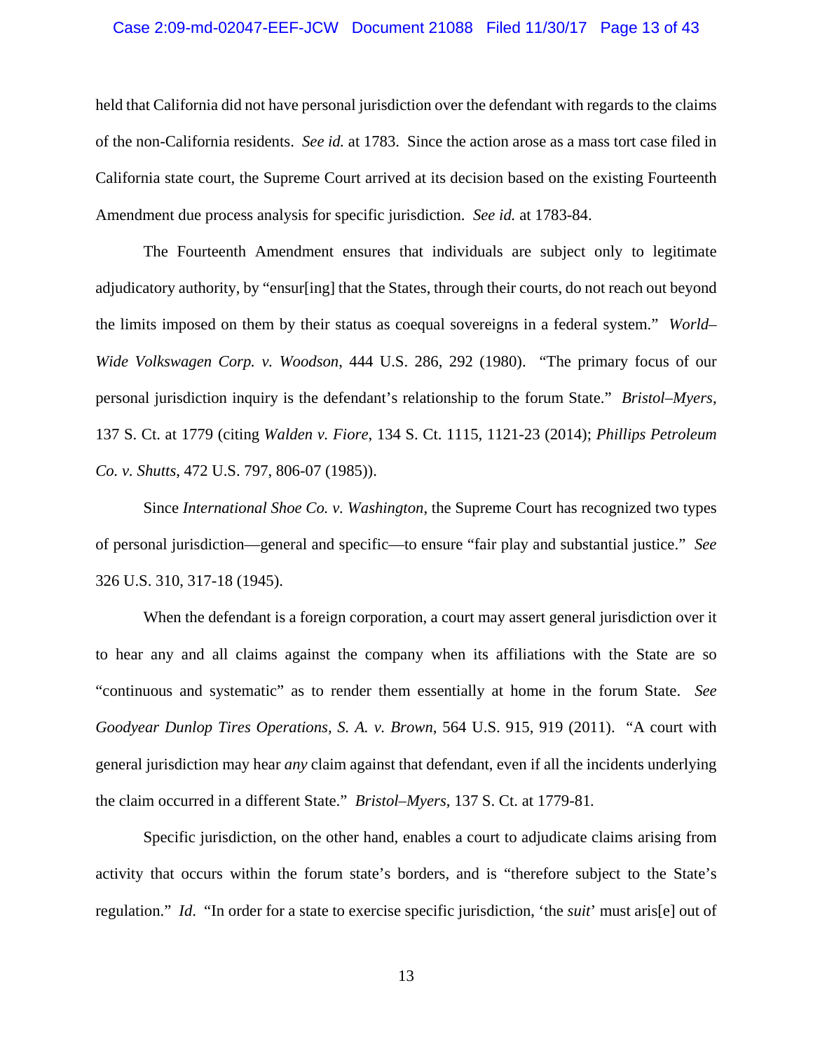held that California did not have personal jurisdiction over the defendant with regards to the claims of the non-California residents. *See id.* at 1783. Since the action arose as a mass tort case filed in California state court, the Supreme Court arrived at its decision based on the existing Fourteenth Amendment due process analysis for specific jurisdiction. *See id.* at 1783-84.

The Fourteenth Amendment ensures that individuals are subject only to legitimate adjudicatory authority, by "ensur[ing] that the States, through their courts, do not reach out beyond the limits imposed on them by their status as coequal sovereigns in a federal system." *World–Wide Volkswagen Corp. v. Woodson*, 444 U.S. 286, 292 (1980). "The primary focus of our personal jurisdiction inquiry is the defendant's relationship to the forum State." *Bristol–Myers*, 137 S. Ct. at 1779 (citing *Walden v. Fiore*, 134 S. Ct. 1115, 1121-23 (2014); *Phillips Petroleum Co. v. Shutts*, 472 U.S. 797, 806-07 (1985)).

Since *International Shoe Co. v. Washington*, the Supreme Court has recognized two types of personal jurisdiction—general and specific—to ensure "fair play and substantial justice." *See* 326 U.S. 310, 317-18 (1945).

When the defendant is a foreign corporation, a court may assert general jurisdiction over it to hear any and all claims against the company when its affiliations with the State are so "continuous and systematic" as to render them essentially at home in the forum State. *See Goodyear Dunlop Tires Operations, S. A. v. Brown*, 564 U.S. 915, 919 (2011). "A court with general jurisdiction may hear *any* claim against that defendant, even if all the incidents underlying the claim occurred in a different State." *Bristol–Myers*, 137 S. Ct. at 1779-81.

Specific jurisdiction, on the other hand, enables a court to adjudicate claims arising from activity that occurs within the forum state's borders, and is "therefore subject to the State's regulation." *Id*. "In order for a state to exercise specific jurisdiction, 'the *suit*' must aris[e] out of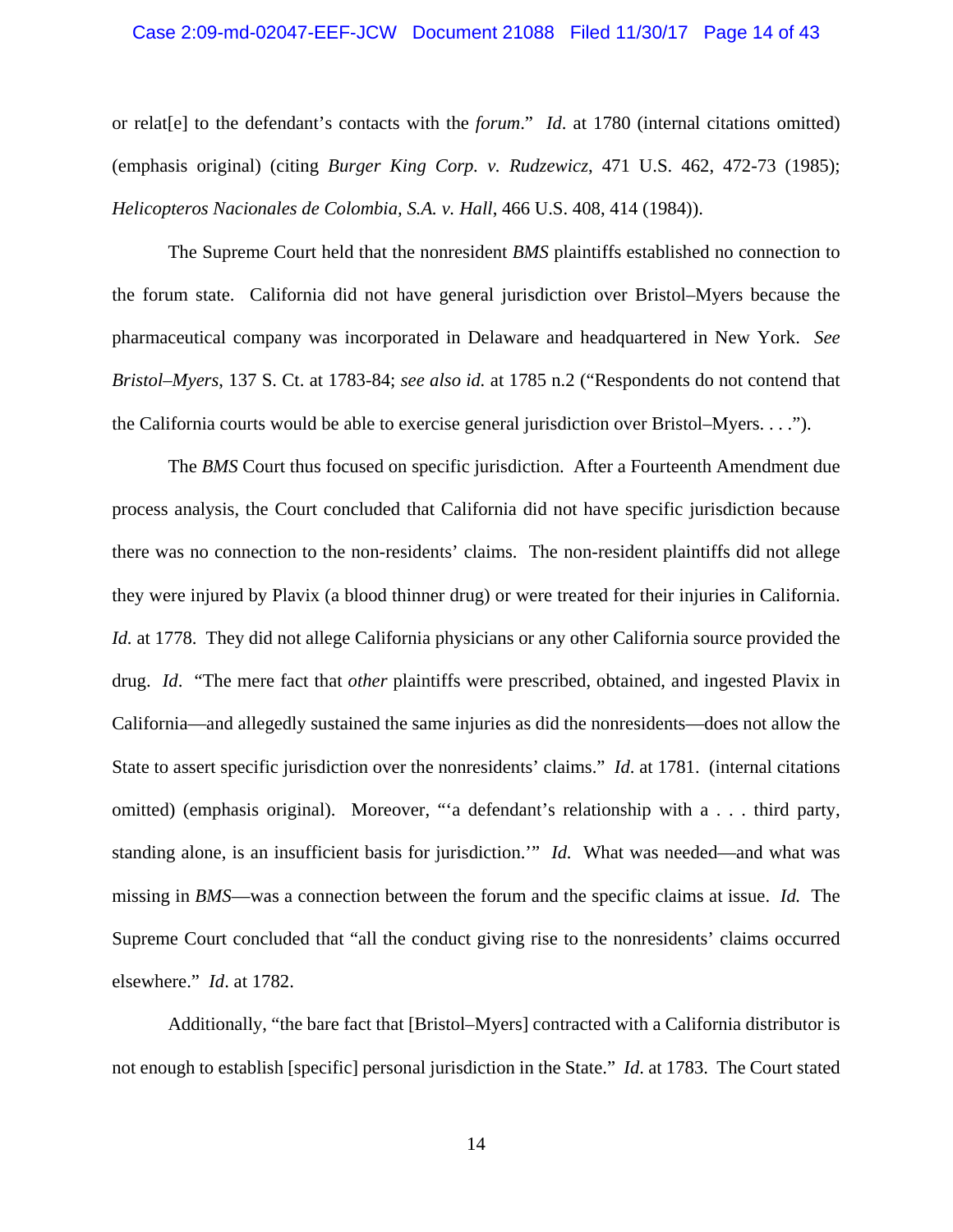or relat[e] to the defendant's contacts with the *forum*." *Id*. at 1780 (internal citations omitted) (emphasis original) (citing *Burger King Corp. v. Rudzewicz*, 471 U.S. 462, 472-73 (1985); *Helicopteros Nacionales de Colombia, S.A. v. Hall*, 466 U.S. 408, 414 (1984)).

The Supreme Court held that the nonresident *BMS* plaintiffs established no connection to the forum state. California did not have general jurisdiction over Bristol–Myers because the pharmaceutical company was incorporated in Delaware and headquartered in New York. *See Bristol–Myers*, 137 S. Ct. at 1783-84; *see also id.* at 1785 n.2 ("Respondents do not contend that the California courts would be able to exercise general jurisdiction over Bristol–Myers. . . .").

The *BMS* Court thus focused on specific jurisdiction. After a Fourteenth Amendment due process analysis, the Court concluded that California did not have specific jurisdiction because there was no connection to the non-residents' claims. The non-resident plaintiffs did not allege they were injured by Plavix (a blood thinner drug) or were treated for their injuries in California. *Id.* at 1778. They did not allege California physicians or any other California source provided the drug. *Id*. "The mere fact that *other* plaintiffs were prescribed, obtained, and ingested Plavix in California—and allegedly sustained the same injuries as did the nonresidents—does not allow the State to assert specific jurisdiction over the nonresidents' claims." *Id*. at 1781. (internal citations omitted) (emphasis original). Moreover, "'a defendant's relationship with a . . . third party, standing alone, is an insufficient basis for jurisdiction.'" *Id.* What was needed—and what was missing in *BMS*—was a connection between the forum and the specific claims at issue. *Id.* The Supreme Court concluded that "all the conduct giving rise to the nonresidents' claims occurred elsewhere." *Id*. at 1782.

Additionally, "the bare fact that [Bristol–Myers] contracted with a California distributor is not enough to establish [specific] personal jurisdiction in the State." *Id*. at 1783. The Court stated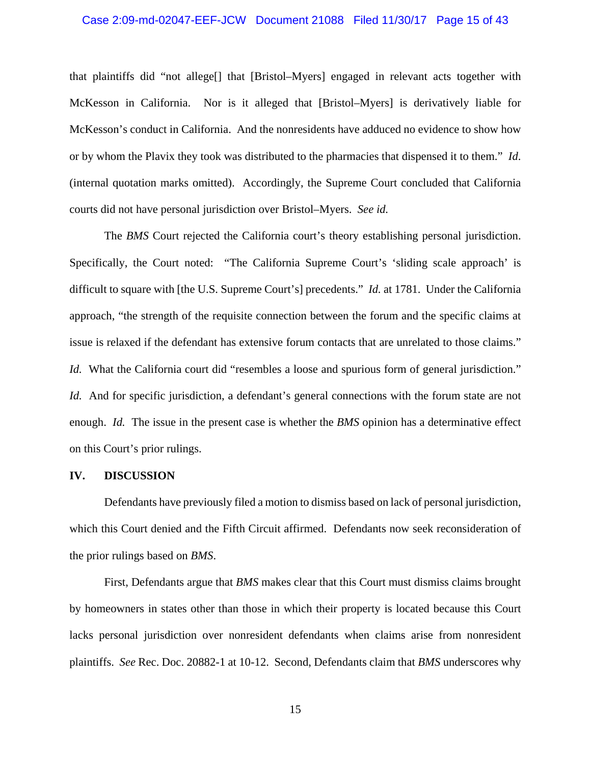that plaintiffs did "not allege[] that [Bristol–Myers] engaged in relevant acts together with McKesson in California. Nor is it alleged that [Bristol–Myers] is derivatively liable for McKesson's conduct in California. And the nonresidents have adduced no evidence to show how or by whom the Plavix they took was distributed to the pharmacies that dispensed it to them." *Id*. (internal quotation marks omitted). Accordingly, the Supreme Court concluded that California courts did not have personal jurisdiction over Bristol–Myers. *See id.*

The *BMS* Court rejected the California court's theory establishing personal jurisdiction. Specifically, the Court noted: "The California Supreme Court's 'sliding scale approach' is difficult to square with [the U.S. Supreme Court's] precedents." *Id.* at 1781. Under the California approach, "the strength of the requisite connection between the forum and the specific claims at issue is relaxed if the defendant has extensive forum contacts that are unrelated to those claims." *Id.* What the California court did "resembles a loose and spurious form of general jurisdiction." *Id.* And for specific jurisdiction, a defendant's general connections with the forum state are not enough. *Id.* The issue in the present case is whether the *BMS* opinion has a determinative effect on this Court's prior rulings.

## IV. DISCUSSION

Defendants have previously filed a motion to dismiss based on lack of personal jurisdiction, which this Court denied and the Fifth Circuit affirmed. Defendants now seek reconsideration of the prior rulings based on *BMS*.

First, Defendants argue that *BMS* makes clear that this Court must dismiss claims brought by homeowners in states other than those in which their property is located because this Court lacks personal jurisdiction over nonresident defendants when claims arise from nonresident plaintiffs. *See* Rec. Doc. 20882-1 at 10-12. Second, Defendants claim that *BMS* underscores why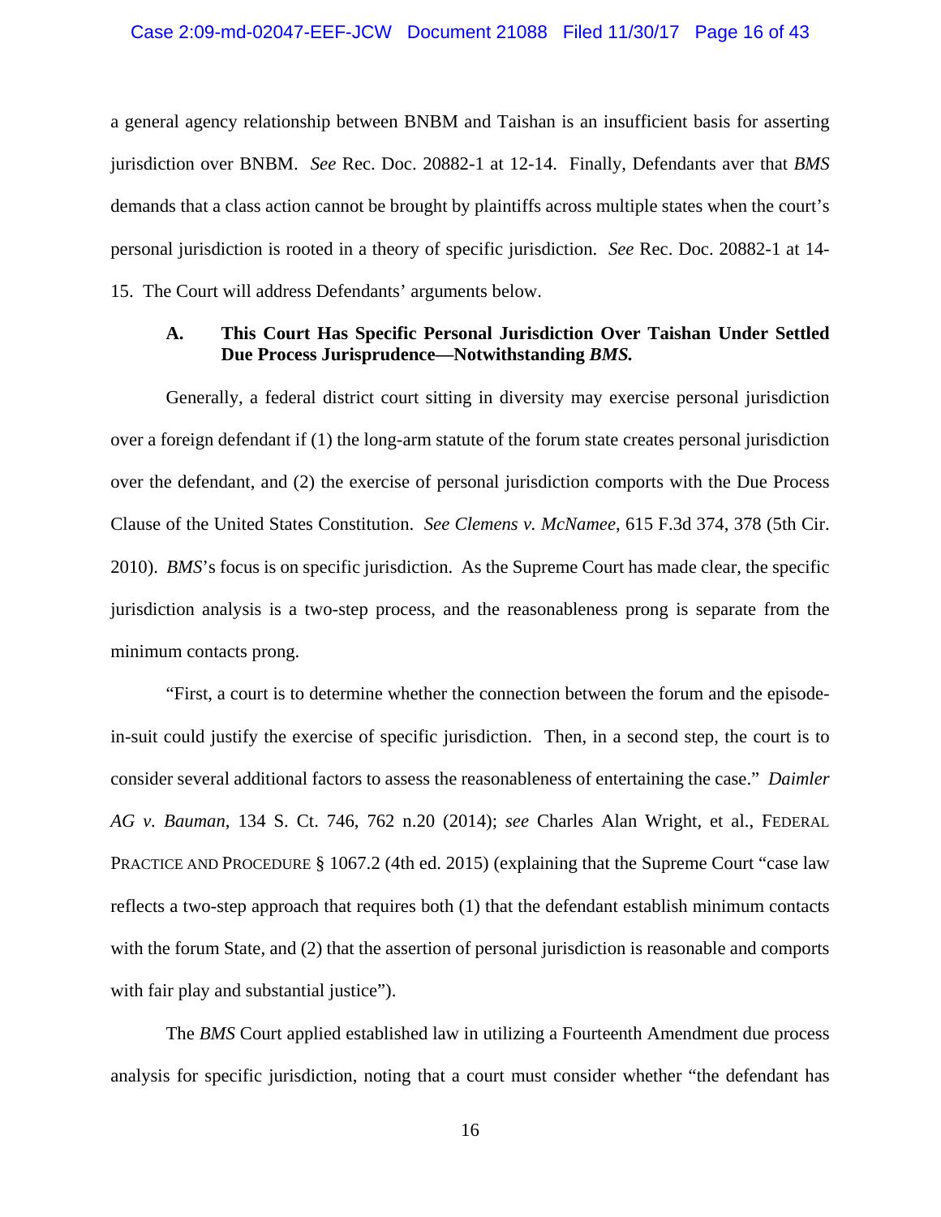a general agency relationship between BNBM and Taishan is an insufficient basis for asserting jurisdiction over BNBM. *See* Rec. Doc. 20882-1 at 12-14. Finally, Defendants aver that *BMS* demands that a class action cannot be brought by plaintiffs across multiple states when the court's personal jurisdiction is rooted in a theory of specific jurisdiction. *See* Rec. Doc. 20882-1 at 14-15. The Court will address Defendants' arguments below.

### A. This Court Has Specific Personal Jurisdiction Over Taishan Under Settled Due Process Jurisprudence—Notwithstanding *BMS.*

Generally, a federal district court sitting in diversity may exercise personal jurisdiction over a foreign defendant if (1) the long-arm statute of the forum state creates personal jurisdiction over the defendant, and (2) the exercise of personal jurisdiction comports with the Due Process Clause of the United States Constitution. *See Clemens v. McNamee*, 615 F.3d 374, 378 (5th Cir. 2010). *BMS*'s focus is on specific jurisdiction. As the Supreme Court has made clear, the specific jurisdiction analysis is a two-step process, and the reasonableness prong is separate from the minimum contacts prong.

"First, a court is to determine whether the connection between the forum and the episode-in-suit could justify the exercise of specific jurisdiction. Then, in a second step, the court is to consider several additional factors to assess the reasonableness of entertaining the case." *Daimler AG v. Bauman*, 134 S. Ct. 746, 762 n.20 (2014); *see* Charles Alan Wright, et al., FEDERAL PRACTICE AND PROCEDURE § 1067.2 (4th ed. 2015) (explaining that the Supreme Court "case law reflects a two-step approach that requires both (1) that the defendant establish minimum contacts with the forum State, and (2) that the assertion of personal jurisdiction is reasonable and comports with fair play and substantial justice").

The *BMS* Court applied established law in utilizing a Fourteenth Amendment due process analysis for specific jurisdiction, noting that a court must consider whether "the defendant has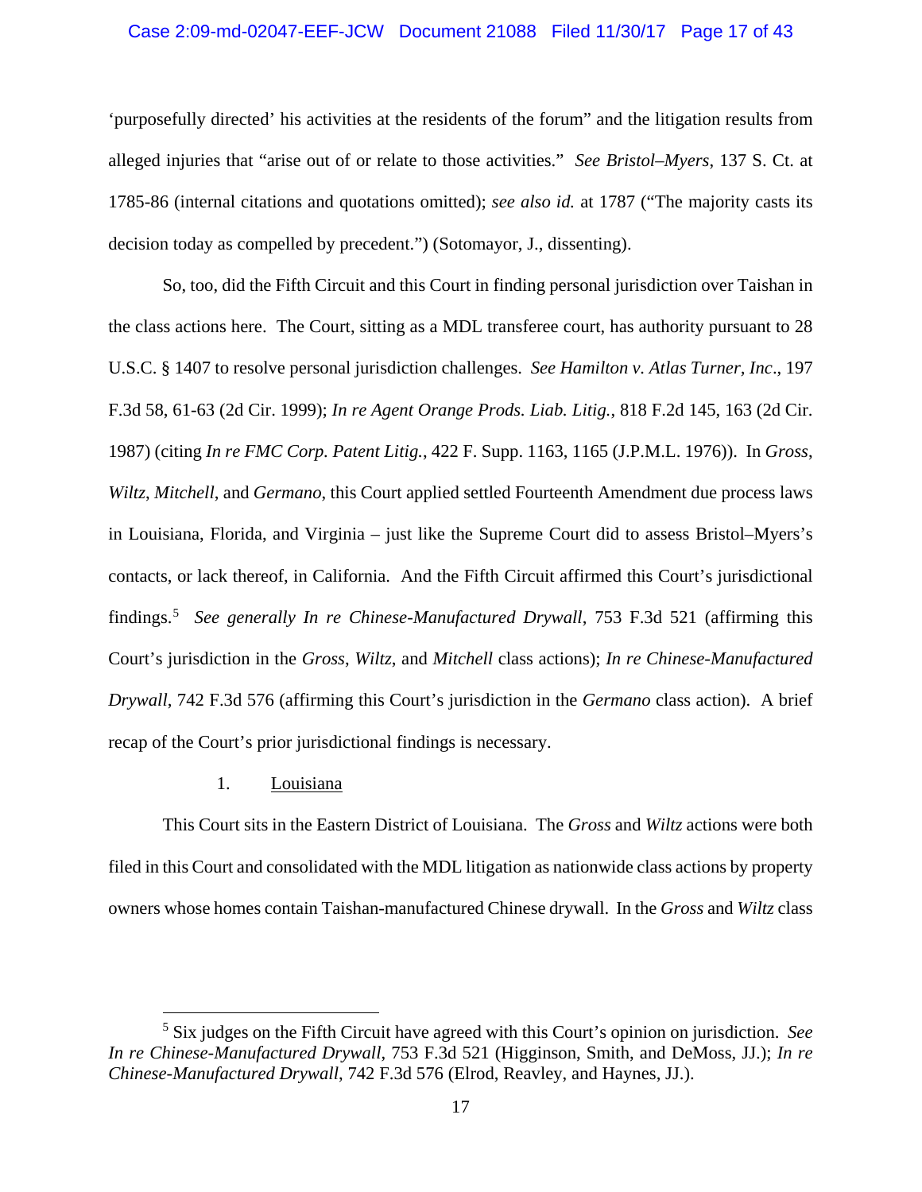'purposefully directed' his activities at the residents of the forum" and the litigation results from alleged injuries that "arise out of or relate to those activities." *See Bristol–Myers*, 137 S. Ct. at 1785-86 (internal citations and quotations omitted); *see also id.* at 1787 ("The majority casts its decision today as compelled by precedent.") (Sotomayor, J., dissenting).

So, too, did the Fifth Circuit and this Court in finding personal jurisdiction over Taishan in the class actions here. The Court, sitting as a MDL transferee court, has authority pursuant to 28 U.S.C. § 1407 to resolve personal jurisdiction challenges. *See Hamilton v. Atlas Turner, Inc*., 197 F.3d 58, 61-63 (2d Cir. 1999); *In re Agent Orange Prods. Liab. Litig.*, 818 F.2d 145, 163 (2d Cir. 1987) (citing *In re FMC Corp. Patent Litig.*, 422 F. Supp. 1163, 1165 (J.P.M.L. 1976)). In *Gross*, *Wiltz*, *Mitchell*, and *Germano*, this Court applied settled Fourteenth Amendment due process laws in Louisiana, Florida, and Virginia – just like the Supreme Court did to assess Bristol–Myers's contacts, or lack thereof, in California. And the Fifth Circuit affirmed this Court's jurisdictional findings.[5] *See generally In re Chinese-Manufactured Drywall*, 753 F.3d 521 (affirming this Court's jurisdiction in the *Gross*, *Wiltz*, and *Mitchell* class actions); *In re Chinese-Manufactured Drywall*, 742 F.3d 576 (affirming this Court's jurisdiction in the *Germano* class action). A brief recap of the Court's prior jurisdictional findings is necessary.

1. Louisiana

This Court sits in the Eastern District of Louisiana. The *Gross* and *Wiltz* actions were both filed in this Court and consolidated with the MDL litigation as nationwide class actions by property owners whose homes contain Taishan-manufactured Chinese drywall. In the *Gross* and *Wiltz* class

[5] Six judges on the Fifth Circuit have agreed with this Court's opinion on jurisdiction. *See In re Chinese-Manufactured Drywall*, 753 F.3d 521 (Higginson, Smith, and DeMoss, JJ.); *In re Chinese-Manufactured Drywall*, 742 F.3d 576 (Elrod, Reavley, and Haynes, JJ.).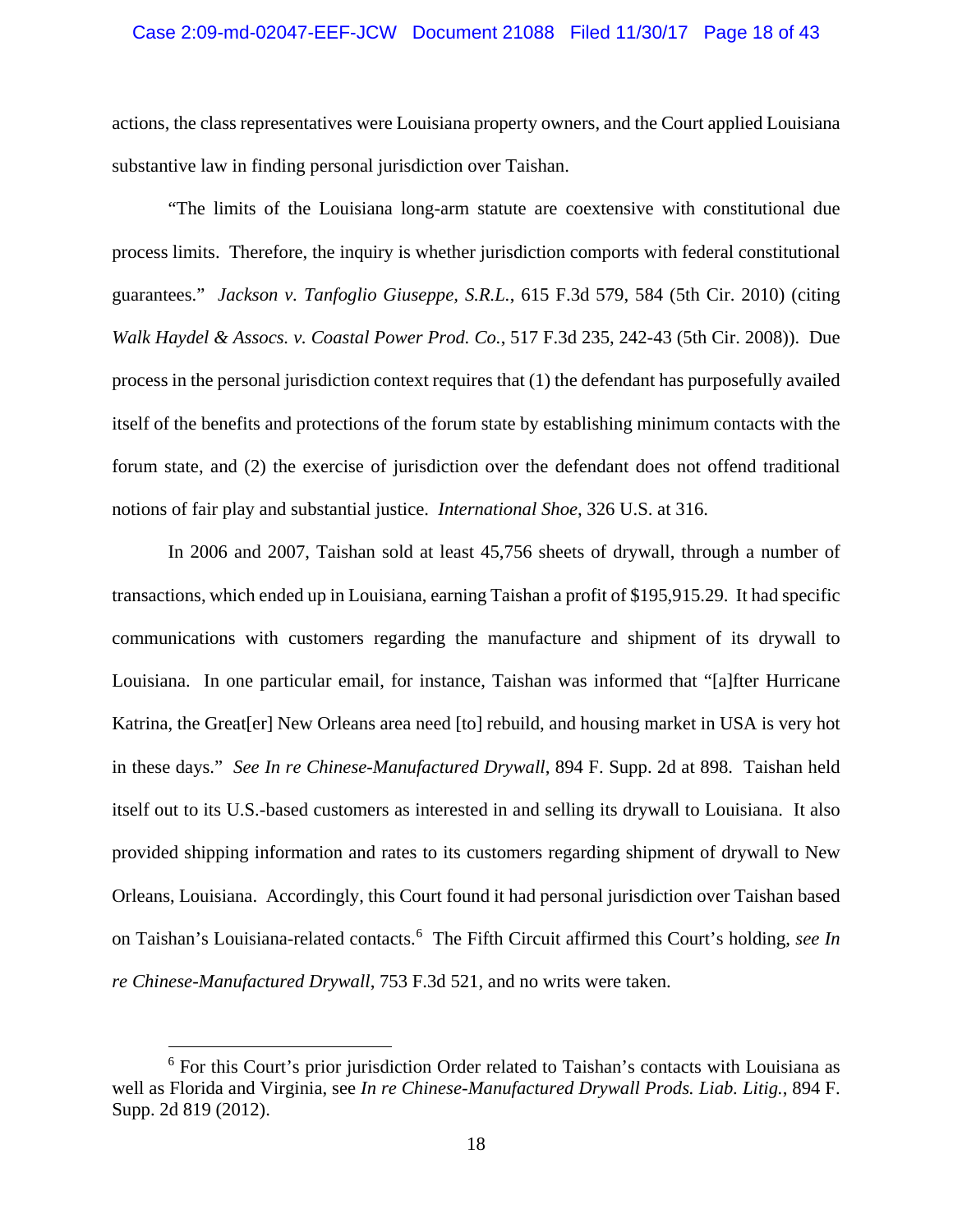actions, the class representatives were Louisiana property owners, and the Court applied Louisiana substantive law in finding personal jurisdiction over Taishan.

"The limits of the Louisiana long-arm statute are coextensive with constitutional due process limits. Therefore, the inquiry is whether jurisdiction comports with federal constitutional guarantees." *Jackson v. Tanfoglio Giuseppe, S.R.L.*, 615 F.3d 579, 584 (5th Cir. 2010) (citing *Walk Haydel & Assocs. v. Coastal Power Prod. Co.*, 517 F.3d 235, 242-43 (5th Cir. 2008)). Due process in the personal jurisdiction context requires that (1) the defendant has purposefully availed itself of the benefits and protections of the forum state by establishing minimum contacts with the forum state, and (2) the exercise of jurisdiction over the defendant does not offend traditional notions of fair play and substantial justice. *International Shoe*, 326 U.S. at 316.

In 2006 and 2007, Taishan sold at least 45,756 sheets of drywall, through a number of transactions, which ended up in Louisiana, earning Taishan a profit of $195,915.29. It had specific communications with customers regarding the manufacture and shipment of its drywall to Louisiana. In one particular email, for instance, Taishan was informed that "[a]fter Hurricane Katrina, the Great[er] New Orleans area need [to] rebuild, and housing market in USA is very hot in these days." *See In re Chinese-Manufactured Drywall*, 894 F. Supp. 2d at 898. Taishan held itself out to its U.S.-based customers as interested in and selling its drywall to Louisiana. It also provided shipping information and rates to its customers regarding shipment of drywall to New Orleans, Louisiana. Accordingly, this Court found it had personal jurisdiction over Taishan based on Taishan's Louisiana-related contacts.[6] The Fifth Circuit affirmed this Court's holding, *see In re Chinese-Manufactured Drywall*, 753 F.3d 521, and no writs were taken.

[6] For this Court's prior jurisdiction Order related to Taishan's contacts with Louisiana as well as Florida and Virginia, see *In re Chinese-Manufactured Drywall Prods. Liab. Litig.*, 894 F. Supp. 2d 819 (2012).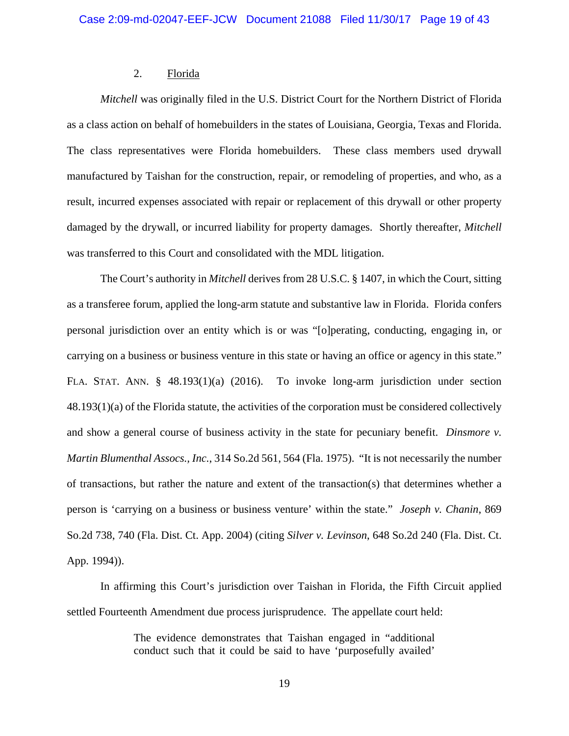## 2. Florida

*Mitchell* was originally filed in the U.S. District Court for the Northern District of Florida as a class action on behalf of homebuilders in the states of Louisiana, Georgia, Texas and Florida. The class representatives were Florida homebuilders. These class members used drywall manufactured by Taishan for the construction, repair, or remodeling of properties, and who, as a result, incurred expenses associated with repair or replacement of this drywall or other property damaged by the drywall, or incurred liability for property damages. Shortly thereafter, *Mitchell* was transferred to this Court and consolidated with the MDL litigation.

The Court's authority in *Mitchell* derives from 28 U.S.C. § 1407, in which the Court, sitting as a transferee forum, applied the long-arm statute and substantive law in Florida. Florida confers personal jurisdiction over an entity which is or was "[o]perating, conducting, engaging in, or carrying on a business or business venture in this state or having an office or agency in this state." FLA. STAT. ANN. § 48.193(1)(a) (2016). To invoke long-arm jurisdiction under section 48.193(1)(a) of the Florida statute, the activities of the corporation must be considered collectively and show a general course of business activity in the state for pecuniary benefit. *Dinsmore v. Martin Blumenthal Assocs., Inc.*, 314 So.2d 561, 564 (Fla. 1975). "It is not necessarily the number of transactions, but rather the nature and extent of the transaction(s) that determines whether a person is 'carrying on a business or business venture' within the state." *Joseph v. Chanin*, 869 So.2d 738, 740 (Fla. Dist. Ct. App. 2004) (citing *Silver v. Levinson*, 648 So.2d 240 (Fla. Dist. Ct. App. 1994)).

In affirming this Court's jurisdiction over Taishan in Florida, the Fifth Circuit applied settled Fourteenth Amendment due process jurisprudence. The appellate court held:

> The evidence demonstrates that Taishan engaged in "additional conduct such that it could be said to have 'purposefully availed'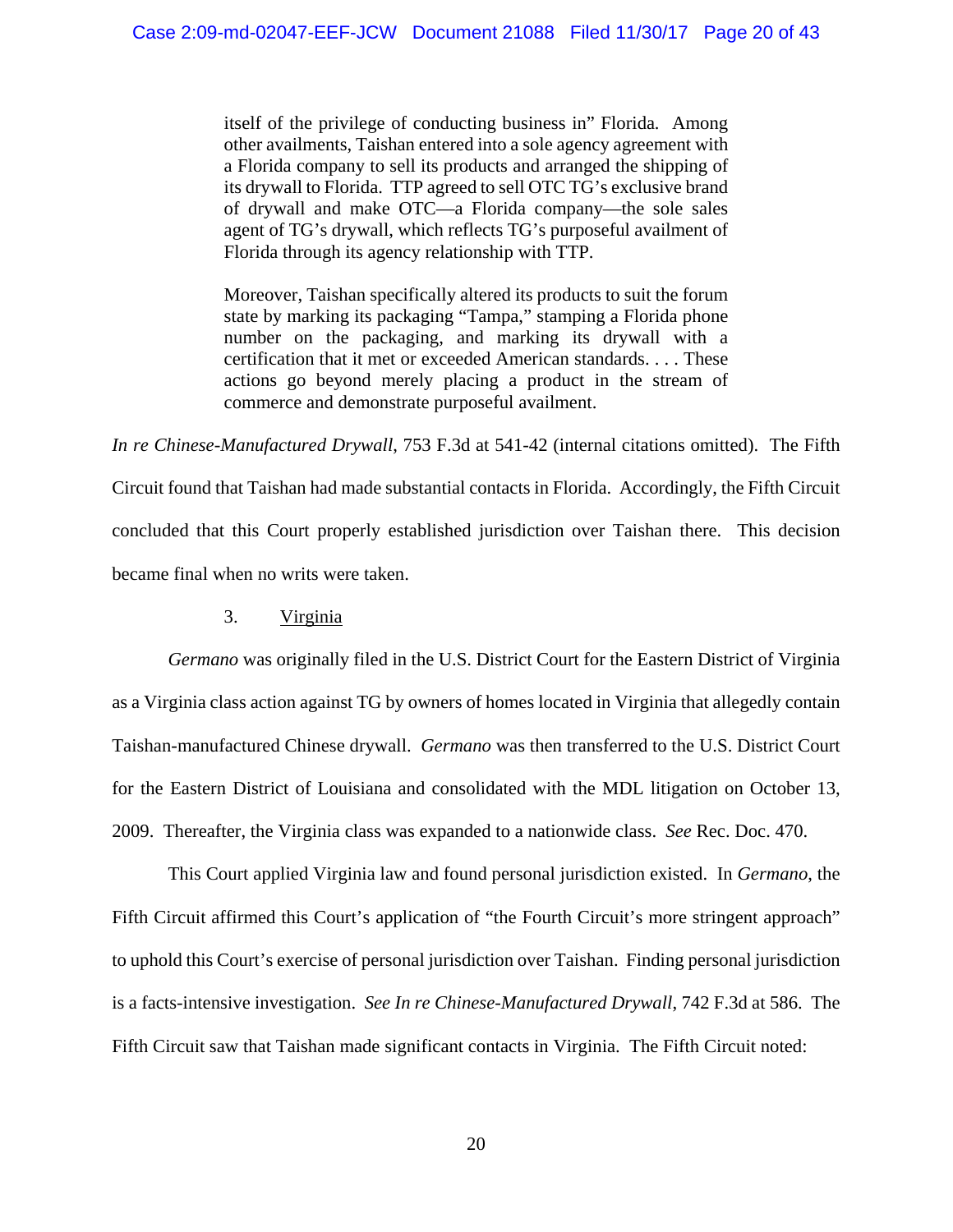> itself of the privilege of conducting business in" Florida. Among other availments, Taishan entered into a sole agency agreement with a Florida company to sell its products and arranged the shipping of its drywall to Florida. TTP agreed to sell OTC TG's exclusive brand of drywall and make OTC—a Florida company—the sole sales agent of TG's drywall, which reflects TG's purposeful availment of Florida through its agency relationship with TTP.
>
> Moreover, Taishan specifically altered its products to suit the forum state by marking its packaging "Tampa," stamping a Florida phone number on the packaging, and marking its drywall with a certification that it met or exceeded American standards. . . . These actions go beyond merely placing a product in the stream of commerce and demonstrate purposeful availment.

*In re Chinese-Manufactured Drywall*, 753 F.3d at 541-42 (internal citations omitted). The Fifth Circuit found that Taishan had made substantial contacts in Florida. Accordingly, the Fifth Circuit concluded that this Court properly established jurisdiction over Taishan there. This decision became final when no writs were taken.

3. Virginia

*Germano* was originally filed in the U.S. District Court for the Eastern District of Virginia as a Virginia class action against TG by owners of homes located in Virginia that allegedly contain Taishan-manufactured Chinese drywall. *Germano* was then transferred to the U.S. District Court for the Eastern District of Louisiana and consolidated with the MDL litigation on October 13, 2009. Thereafter, the Virginia class was expanded to a nationwide class. *See* Rec. Doc. 470.

This Court applied Virginia law and found personal jurisdiction existed. In *Germano*, the Fifth Circuit affirmed this Court's application of "the Fourth Circuit's more stringent approach" to uphold this Court's exercise of personal jurisdiction over Taishan. Finding personal jurisdiction is a facts-intensive investigation. *See In re Chinese-Manufactured Drywall*, 742 F.3d at 586. The Fifth Circuit saw that Taishan made significant contacts in Virginia. The Fifth Circuit noted: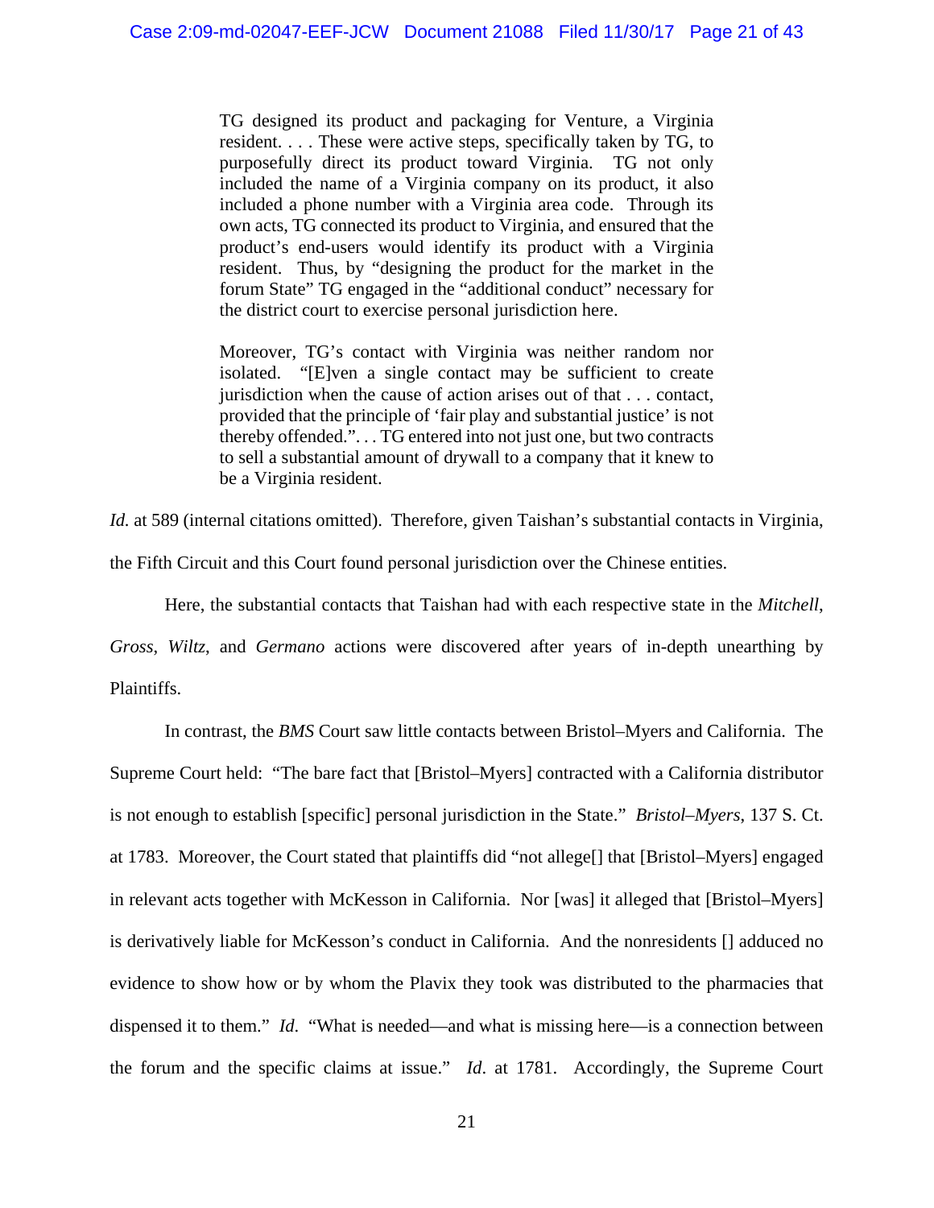> TG designed its product and packaging for Venture, a Virginia resident. . . . These were active steps, specifically taken by TG, to purposefully direct its product toward Virginia. TG not only included the name of a Virginia company on its product, it also included a phone number with a Virginia area code. Through its own acts, TG connected its product to Virginia, and ensured that the product's end-users would identify its product with a Virginia resident. Thus, by "designing the product for the market in the forum State" TG engaged in the "additional conduct" necessary for the district court to exercise personal jurisdiction here.
>
> Moreover, TG's contact with Virginia was neither random nor isolated. "[E]ven a single contact may be sufficient to create jurisdiction when the cause of action arises out of that . . . contact, provided that the principle of 'fair play and substantial justice' is not thereby offended.". . . TG entered into not just one, but two contracts to sell a substantial amount of drywall to a company that it knew to be a Virginia resident.

*Id.* at 589 (internal citations omitted). Therefore, given Taishan's substantial contacts in Virginia, the Fifth Circuit and this Court found personal jurisdiction over the Chinese entities.

Here, the substantial contacts that Taishan had with each respective state in the *Mitchell*, *Gross*, *Wiltz*, and *Germano* actions were discovered after years of in-depth unearthing by Plaintiffs.

In contrast, the *BMS* Court saw little contacts between Bristol–Myers and California. The Supreme Court held: "The bare fact that [Bristol–Myers] contracted with a California distributor is not enough to establish [specific] personal jurisdiction in the State." *Bristol–Myers*, 137 S. Ct. at 1783. Moreover, the Court stated that plaintiffs did "not allege[] that [Bristol–Myers] engaged in relevant acts together with McKesson in California. Nor [was] it alleged that [Bristol–Myers] is derivatively liable for McKesson's conduct in California. And the nonresidents [] adduced no evidence to show how or by whom the Plavix they took was distributed to the pharmacies that dispensed it to them." *Id.* "What is needed—and what is missing here—is a connection between the forum and the specific claims at issue." *Id*. at 1781. Accordingly, the Supreme Court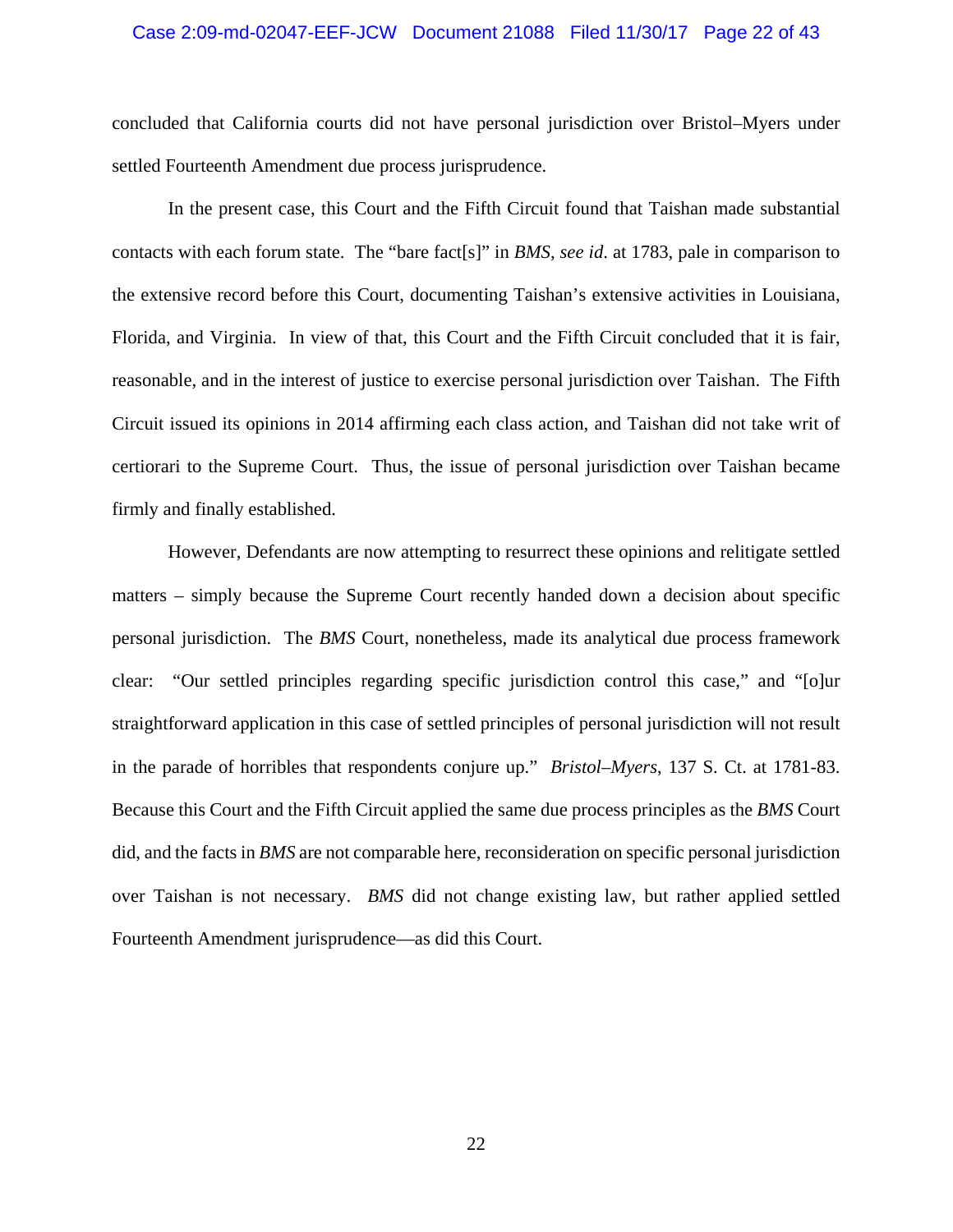concluded that California courts did not have personal jurisdiction over Bristol–Myers under settled Fourteenth Amendment due process jurisprudence.

In the present case, this Court and the Fifth Circuit found that Taishan made substantial contacts with each forum state. The "bare fact[s]" in *BMS, see id*. at 1783, pale in comparison to the extensive record before this Court, documenting Taishan's extensive activities in Louisiana, Florida, and Virginia. In view of that, this Court and the Fifth Circuit concluded that it is fair, reasonable, and in the interest of justice to exercise personal jurisdiction over Taishan. The Fifth Circuit issued its opinions in 2014 affirming each class action, and Taishan did not take writ of certiorari to the Supreme Court. Thus, the issue of personal jurisdiction over Taishan became firmly and finally established.

However, Defendants are now attempting to resurrect these opinions and relitigate settled matters – simply because the Supreme Court recently handed down a decision about specific personal jurisdiction. The *BMS* Court, nonetheless, made its analytical due process framework clear: "Our settled principles regarding specific jurisdiction control this case," and "[o]ur straightforward application in this case of settled principles of personal jurisdiction will not result in the parade of horribles that respondents conjure up." *Bristol–Myers*, 137 S. Ct. at 1781-83. Because this Court and the Fifth Circuit applied the same due process principles as the *BMS* Court did, and the facts in *BMS* are not comparable here, reconsideration on specific personal jurisdiction over Taishan is not necessary. *BMS* did not change existing law, but rather applied settled Fourteenth Amendment jurisprudence—as did this Court.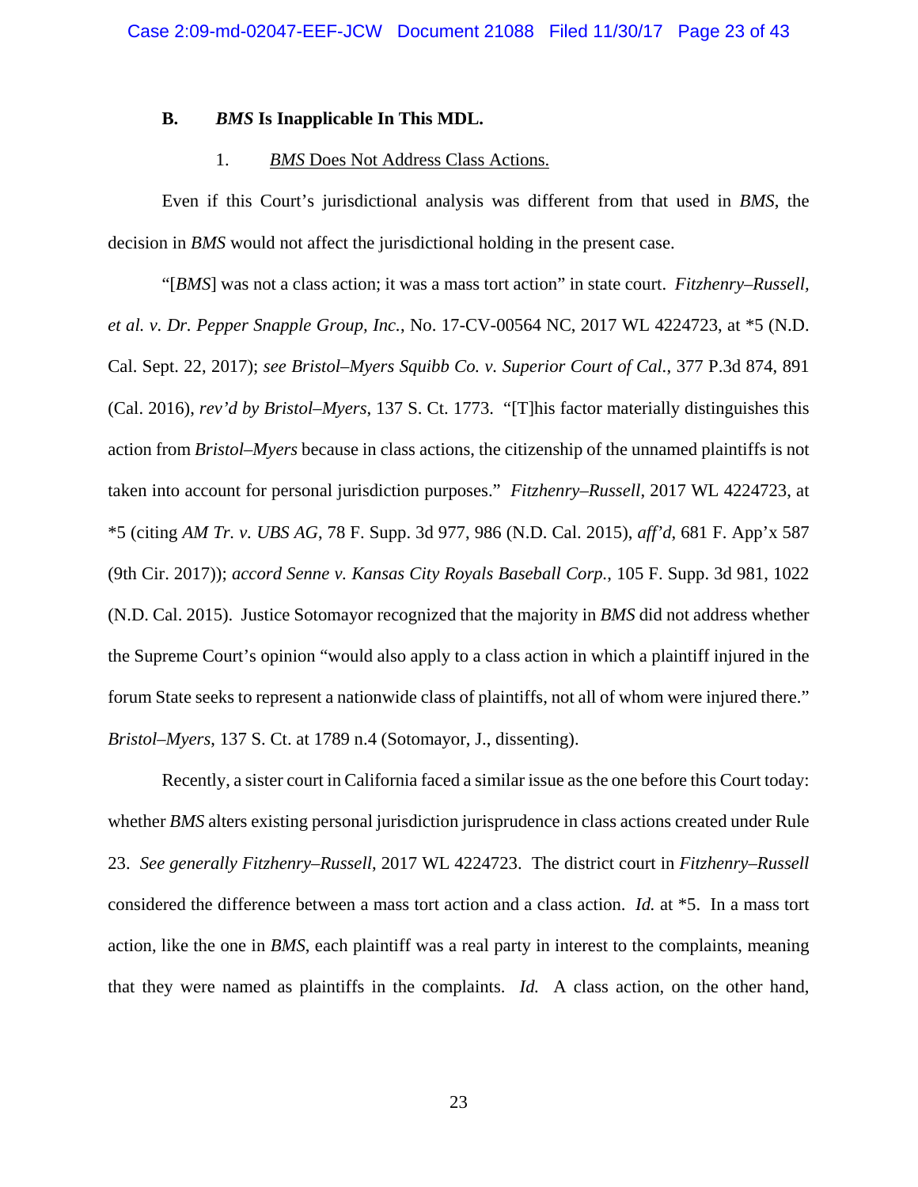### B. *BMS* Is Inapplicable In This MDL.

#### 1. *BMS* Does Not Address Class Actions.

Even if this Court's jurisdictional analysis was different from that used in *BMS*, the decision in *BMS* would not affect the jurisdictional holding in the present case.

"[*BMS*] was not a class action; it was a mass tort action" in state court. *Fitzhenry–Russell, et al. v. Dr. Pepper Snapple Group, Inc.*, No. 17-CV-00564 NC, 2017 WL 4224723, at *5 (N.D. Cal. Sept. 22, 2017); *see Bristol–Myers Squibb Co. v. Superior Court of Cal.*, 377 P.3d 874, 891 (Cal. 2016), *rev'd by Bristol–Myers*, 137 S. Ct. 1773. "[T]his factor materially distinguishes this action from *Bristol–Myers* because in class actions, the citizenship of the unnamed plaintiffs is not taken into account for personal jurisdiction purposes." *Fitzhenry–Russell*, 2017 WL 4224723, at *5 (citing *AM Tr. v. UBS AG*, 78 F. Supp. 3d 977, 986 (N.D. Cal. 2015), *aff'd*, 681 F. App'x 587 (9th Cir. 2017)); *accord Senne v. Kansas City Royals Baseball Corp.*, 105 F. Supp. 3d 981, 1022 (N.D. Cal. 2015). Justice Sotomayor recognized that the majority in *BMS* did not address whether the Supreme Court's opinion "would also apply to a class action in which a plaintiff injured in the forum State seeks to represent a nationwide class of plaintiffs, not all of whom were injured there." *Bristol–Myers*, 137 S. Ct. at 1789 n.4 (Sotomayor, J., dissenting).

Recently, a sister court in California faced a similar issue as the one before this Court today: whether *BMS* alters existing personal jurisdiction jurisprudence in class actions created under Rule 23. *See generally Fitzhenry–Russell*, 2017 WL 4224723. The district court in *Fitzhenry–Russell* considered the difference between a mass tort action and a class action. *Id.* at *5. In a mass tort action, like the one in *BMS*, each plaintiff was a real party in interest to the complaints, meaning that they were named as plaintiffs in the complaints. *Id.* A class action, on the other hand,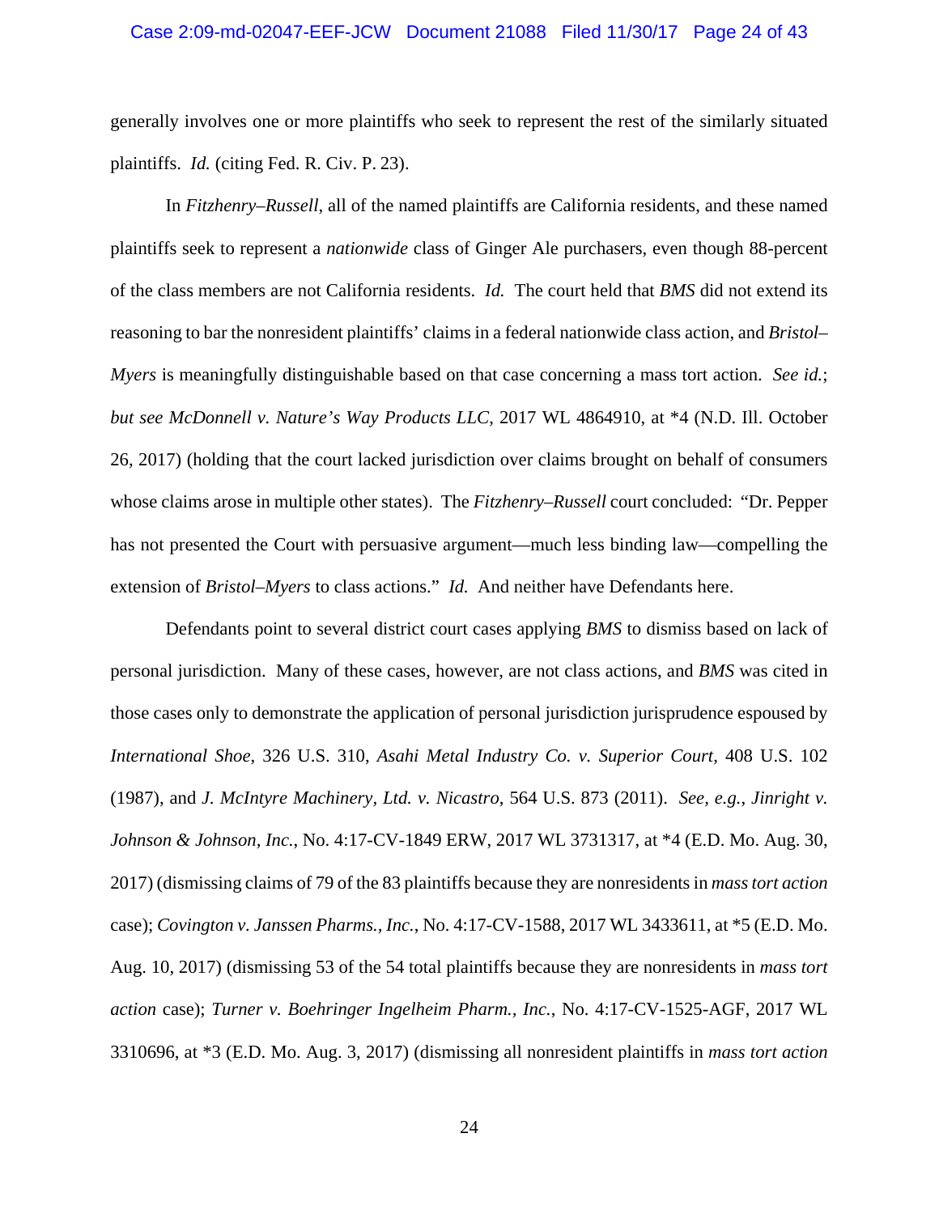generally involves one or more plaintiffs who seek to represent the rest of the similarly situated plaintiffs. *Id.* (citing Fed. R. Civ. P. 23).

In *Fitzhenry–Russell*, all of the named plaintiffs are California residents, and these named plaintiffs seek to represent a *nationwide* class of Ginger Ale purchasers, even though 88-percent of the class members are not California residents. *Id.* The court held that *BMS* did not extend its reasoning to bar the nonresident plaintiffs' claims in a federal nationwide class action, and *Bristol–Myers* is meaningfully distinguishable based on that case concerning a mass tort action. *See id.*; *but see McDonnell v. Nature's Way Products LLC*, 2017 WL 4864910, at *4 (N.D. Ill. October 26, 2017) (holding that the court lacked jurisdiction over claims brought on behalf of consumers whose claims arose in multiple other states). The *Fitzhenry–Russell* court concluded: "Dr. Pepper has not presented the Court with persuasive argument—much less binding law—compelling the extension of *Bristol–Myers* to class actions." *Id.* And neither have Defendants here.

Defendants point to several district court cases applying *BMS* to dismiss based on lack of personal jurisdiction. Many of these cases, however, are not class actions, and *BMS* was cited in those cases only to demonstrate the application of personal jurisdiction jurisprudence espoused by *International Shoe*, 326 U.S. 310, *Asahi Metal Industry Co. v. Superior Court*, 408 U.S. 102 (1987), and *J. McIntyre Machinery, Ltd. v. Nicastro*, 564 U.S. 873 (2011). *See, e.g.*, *Jinright v. Johnson & Johnson, Inc.*, No. 4:17-CV-1849 ERW, 2017 WL 3731317, at *4 (E.D. Mo. Aug. 30, 2017) (dismissing claims of 79 of the 83 plaintiffs because they are nonresidents in *mass tort action* case); *Covington v. Janssen Pharms., Inc.*, No. 4:17-CV-1588, 2017 WL 3433611, at *5 (E.D. Mo. Aug. 10, 2017) (dismissing 53 of the 54 total plaintiffs because they are nonresidents in *mass tort action* case); *Turner v. Boehringer Ingelheim Pharm., Inc.*, No. 4:17-CV-1525-AGF, 2017 WL 3310696, at *3 (E.D. Mo. Aug. 3, 2017) (dismissing all nonresident plaintiffs in *mass tort action*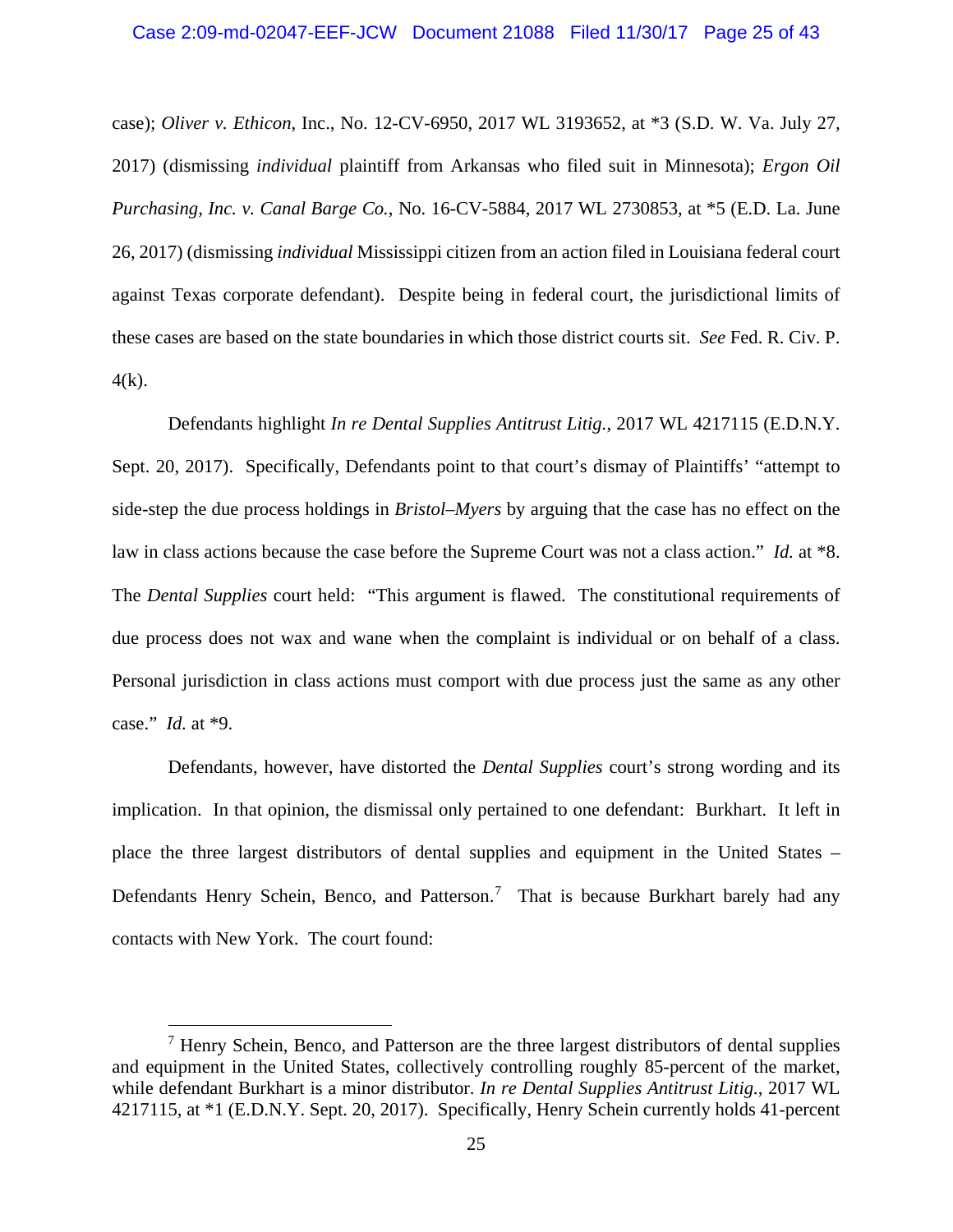case); *Oliver v. Ethicon*, Inc., No. 12-CV-6950, 2017 WL 3193652, at *3 (S.D. W. Va. July 27, 2017) (dismissing *individual* plaintiff from Arkansas who filed suit in Minnesota); *Ergon Oil Purchasing, Inc. v. Canal Barge Co.*, No. 16-CV-5884, 2017 WL 2730853, at *5 (E.D. La. June 26, 2017) (dismissing *individual* Mississippi citizen from an action filed in Louisiana federal court against Texas corporate defendant). Despite being in federal court, the jurisdictional limits of these cases are based on the state boundaries in which those district courts sit. *See* Fed. R. Civ. P. 4(k).

Defendants highlight *In re Dental Supplies Antitrust Litig.*, 2017 WL 4217115 (E.D.N.Y. Sept. 20, 2017). Specifically, Defendants point to that court's dismay of Plaintiffs' "attempt to side-step the due process holdings in *Bristol–Myers* by arguing that the case has no effect on the law in class actions because the case before the Supreme Court was not a class action." *Id.* at *8. The *Dental Supplies* court held: "This argument is flawed. The constitutional requirements of due process does not wax and wane when the complaint is individual or on behalf of a class. Personal jurisdiction in class actions must comport with due process just the same as any other case." *Id.* at *9.

Defendants, however, have distorted the *Dental Supplies* court's strong wording and its implication. In that opinion, the dismissal only pertained to one defendant: Burkhart. It left in place the three largest distributors of dental supplies and equipment in the United States – Defendants Henry Schein, Benco, and Patterson.[7] That is because Burkhart barely had any contacts with New York. The court found:

[7] Henry Schein, Benco, and Patterson are the three largest distributors of dental supplies and equipment in the United States, collectively controlling roughly 85-percent of the market, while defendant Burkhart is a minor distributor. *In re Dental Supplies Antitrust Litig.*, 2017 WL 4217115, at *1 (E.D.N.Y. Sept. 20, 2017). Specifically, Henry Schein currently holds 41-percent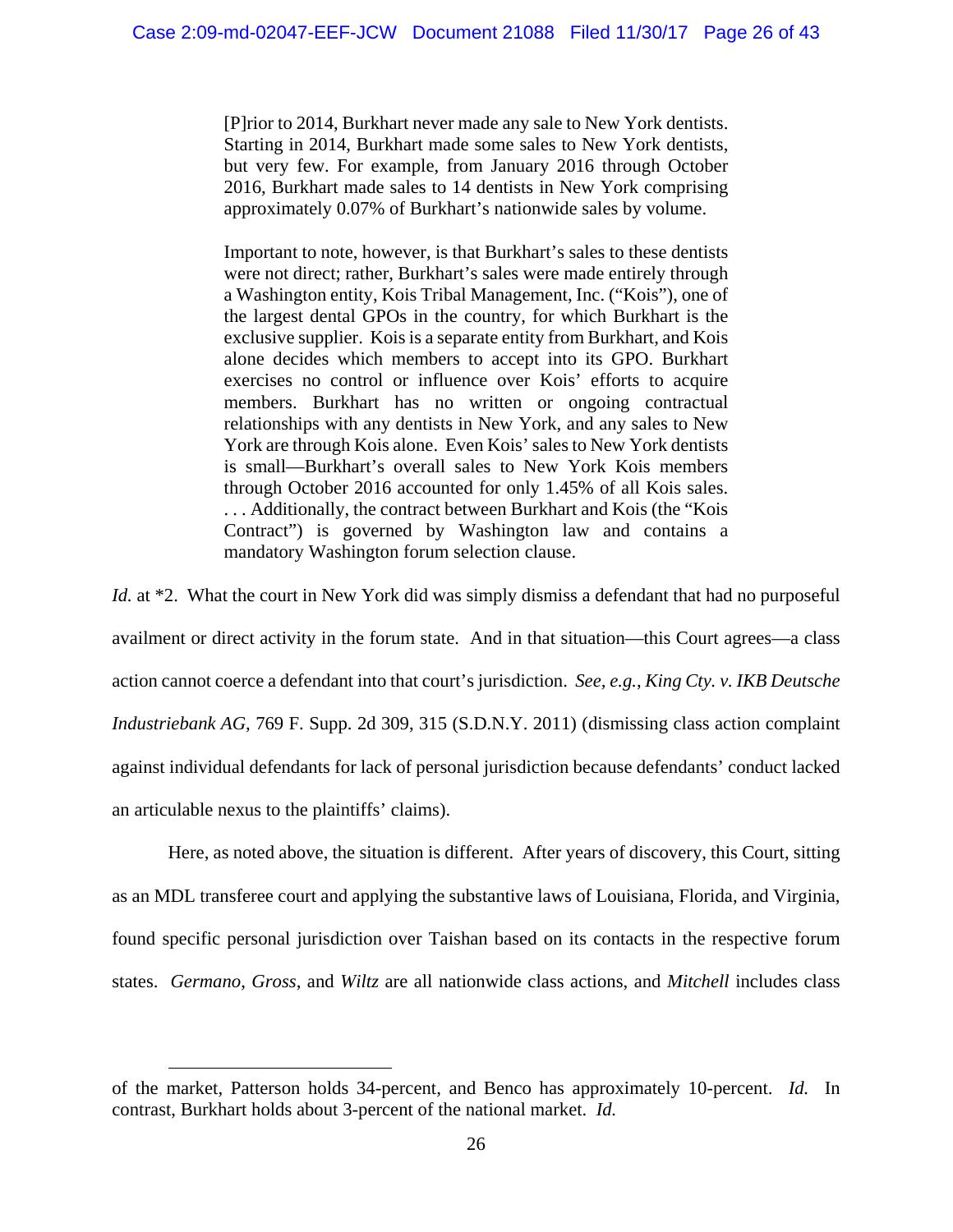> [P]rior to 2014, Burkhart never made any sale to New York dentists. Starting in 2014, Burkhart made some sales to New York dentists, but very few. For example, from January 2016 through October 2016, Burkhart made sales to 14 dentists in New York comprising approximately 0.07% of Burkhart's nationwide sales by volume.
>
> Important to note, however, is that Burkhart's sales to these dentists were not direct; rather, Burkhart's sales were made entirely through a Washington entity, Kois Tribal Management, Inc. ("Kois"), one of the largest dental GPOs in the country, for which Burkhart is the exclusive supplier. Kois is a separate entity from Burkhart, and Kois alone decides which members to accept into its GPO. Burkhart exercises no control or influence over Kois' efforts to acquire members. Burkhart has no written or ongoing contractual relationships with any dentists in New York, and any sales to New York are through Kois alone. Even Kois' sales to New York dentists is small—Burkhart's overall sales to New York Kois members through October 2016 accounted for only 1.45% of all Kois sales. . . . Additionally, the contract between Burkhart and Kois (the "Kois Contract") is governed by Washington law and contains a mandatory Washington forum selection clause.

*Id.* at *2. What the court in New York did was simply dismiss a defendant that had no purposeful availment or direct activity in the forum state. And in that situation—this Court agrees—a class action cannot coerce a defendant into that court's jurisdiction. *See, e.g.*, *King Cty. v. IKB Deutsche Industriebank AG*, 769 F. Supp. 2d 309, 315 (S.D.N.Y. 2011) (dismissing class action complaint against individual defendants for lack of personal jurisdiction because defendants' conduct lacked an articulable nexus to the plaintiffs' claims).

Here, as noted above, the situation is different. After years of discovery, this Court, sitting as an MDL transferee court and applying the substantive laws of Louisiana, Florida, and Virginia, found specific personal jurisdiction over Taishan based on its contacts in the respective forum states. *Germano*, *Gross*, and *Wiltz* are all nationwide class actions, and *Mitchell* includes class

---

of the market, Patterson holds 34-percent, and Benco has approximately 10-percent. *Id.* In contrast, Burkhart holds about 3-percent of the national market. *Id.*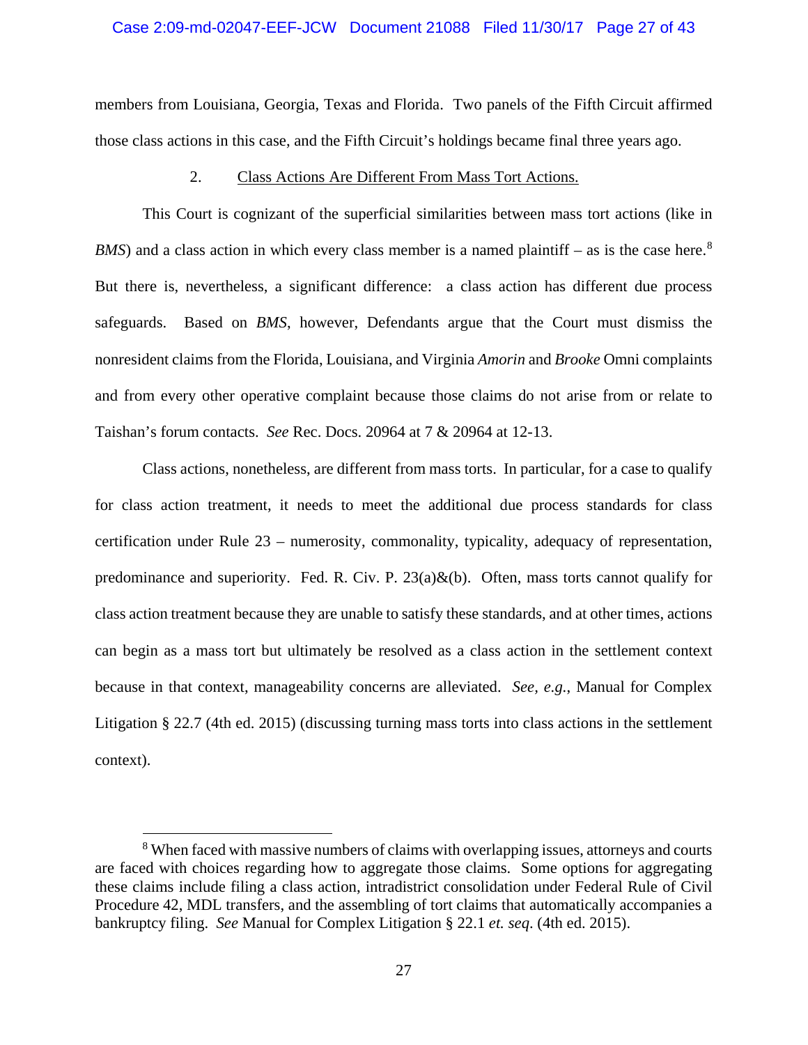members from Louisiana, Georgia, Texas and Florida. Two panels of the Fifth Circuit affirmed those class actions in this case, and the Fifth Circuit's holdings became final three years ago.

2. <u>Class Actions Are Different From Mass Tort Actions.</u>

This Court is cognizant of the superficial similarities between mass tort actions (like in *BMS*) and a class action in which every class member is a named plaintiff – as is the case here.[8] But there is, nevertheless, a significant difference: a class action has different due process safeguards. Based on *BMS*, however, Defendants argue that the Court must dismiss the nonresident claims from the Florida, Louisiana, and Virginia *Amorin* and *Brooke* Omni complaints and from every other operative complaint because those claims do not arise from or relate to Taishan's forum contacts. *See* Rec. Docs. 20964 at 7 & 20964 at 12-13.

Class actions, nonetheless, are different from mass torts. In particular, for a case to qualify for class action treatment, it needs to meet the additional due process standards for class certification under Rule 23 – numerosity, commonality, typicality, adequacy of representation, predominance and superiority. Fed. R. Civ. P. 23(a)&(b). Often, mass torts cannot qualify for class action treatment because they are unable to satisfy these standards, and at other times, actions can begin as a mass tort but ultimately be resolved as a class action in the settlement context because in that context, manageability concerns are alleviated. *See, e.g.*, Manual for Complex Litigation § 22.7 (4th ed. 2015) (discussing turning mass torts into class actions in the settlement context).

---

[8] When faced with massive numbers of claims with overlapping issues, attorneys and courts are faced with choices regarding how to aggregate those claims. Some options for aggregating these claims include filing a class action, intradistrict consolidation under Federal Rule of Civil Procedure 42, MDL transfers, and the assembling of tort claims that automatically accompanies a bankruptcy filing. *See* Manual for Complex Litigation § 22.1 *et. seq*. (4th ed. 2015).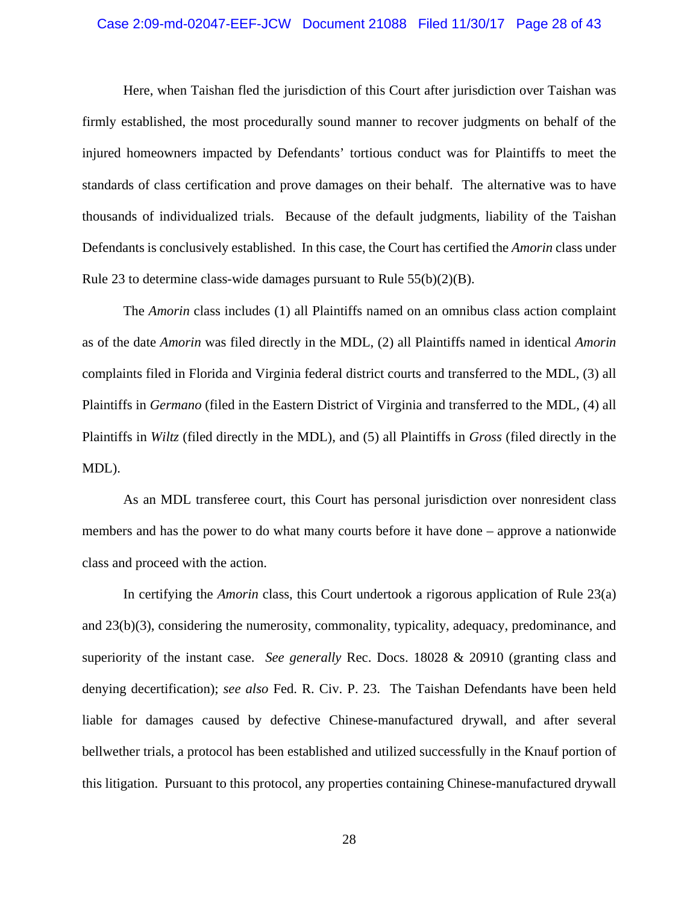Here, when Taishan fled the jurisdiction of this Court after jurisdiction over Taishan was firmly established, the most procedurally sound manner to recover judgments on behalf of the injured homeowners impacted by Defendants' tortious conduct was for Plaintiffs to meet the standards of class certification and prove damages on their behalf. The alternative was to have thousands of individualized trials. Because of the default judgments, liability of the Taishan Defendants is conclusively established. In this case, the Court has certified the *Amorin* class under Rule 23 to determine class-wide damages pursuant to Rule 55(b)(2)(B).

The *Amorin* class includes (1) all Plaintiffs named on an omnibus class action complaint as of the date *Amorin* was filed directly in the MDL, (2) all Plaintiffs named in identical *Amorin* complaints filed in Florida and Virginia federal district courts and transferred to the MDL, (3) all Plaintiffs in *Germano* (filed in the Eastern District of Virginia and transferred to the MDL, (4) all Plaintiffs in *Wiltz* (filed directly in the MDL), and (5) all Plaintiffs in *Gross* (filed directly in the MDL).

As an MDL transferee court, this Court has personal jurisdiction over nonresident class members and has the power to do what many courts before it have done – approve a nationwide class and proceed with the action.

In certifying the *Amorin* class, this Court undertook a rigorous application of Rule 23(a) and 23(b)(3), considering the numerosity, commonality, typicality, adequacy, predominance, and superiority of the instant case. *See generally* Rec. Docs. 18028 & 20910 (granting class and denying decertification); *see also* Fed. R. Civ. P. 23. The Taishan Defendants have been held liable for damages caused by defective Chinese-manufactured drywall, and after several bellwether trials, a protocol has been established and utilized successfully in the Knauf portion of this litigation. Pursuant to this protocol, any properties containing Chinese-manufactured drywall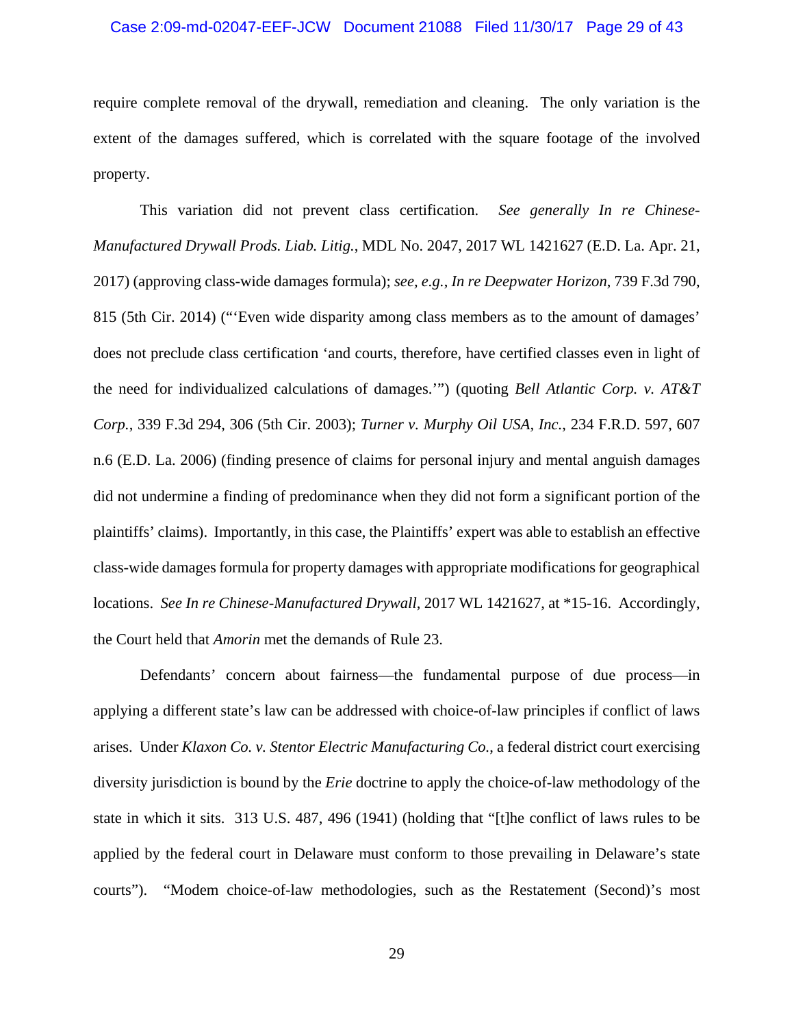require complete removal of the drywall, remediation and cleaning. The only variation is the extent of the damages suffered, which is correlated with the square footage of the involved property.

This variation did not prevent class certification. *See generally In re Chinese-Manufactured Drywall Prods. Liab. Litig.*, MDL No. 2047, 2017 WL 1421627 (E.D. La. Apr. 21, 2017) (approving class-wide damages formula); *see, e.g.*, *In re Deepwater Horizon*, 739 F.3d 790, 815 (5th Cir. 2014) ("'Even wide disparity among class members as to the amount of damages' does not preclude class certification 'and courts, therefore, have certified classes even in light of the need for individualized calculations of damages.'") (quoting *Bell Atlantic Corp. v. AT&T Corp.*, 339 F.3d 294, 306 (5th Cir. 2003); *Turner v. Murphy Oil USA, Inc.*, 234 F.R.D. 597, 607 n.6 (E.D. La. 2006) (finding presence of claims for personal injury and mental anguish damages did not undermine a finding of predominance when they did not form a significant portion of the plaintiffs' claims). Importantly, in this case, the Plaintiffs' expert was able to establish an effective class-wide damages formula for property damages with appropriate modifications for geographical locations. *See In re Chinese-Manufactured Drywall*, 2017 WL 1421627, at *15-16. Accordingly, the Court held that *Amorin* met the demands of Rule 23.

Defendants' concern about fairness—the fundamental purpose of due process—in applying a different state's law can be addressed with choice-of-law principles if conflict of laws arises. Under *Klaxon Co. v. Stentor Electric Manufacturing Co.*, a federal district court exercising diversity jurisdiction is bound by the *Erie* doctrine to apply the choice-of-law methodology of the state in which it sits. 313 U.S. 487, 496 (1941) (holding that "[t]he conflict of laws rules to be applied by the federal court in Delaware must conform to those prevailing in Delaware's state courts"). "Modem choice-of-law methodologies, such as the Restatement (Second)'s most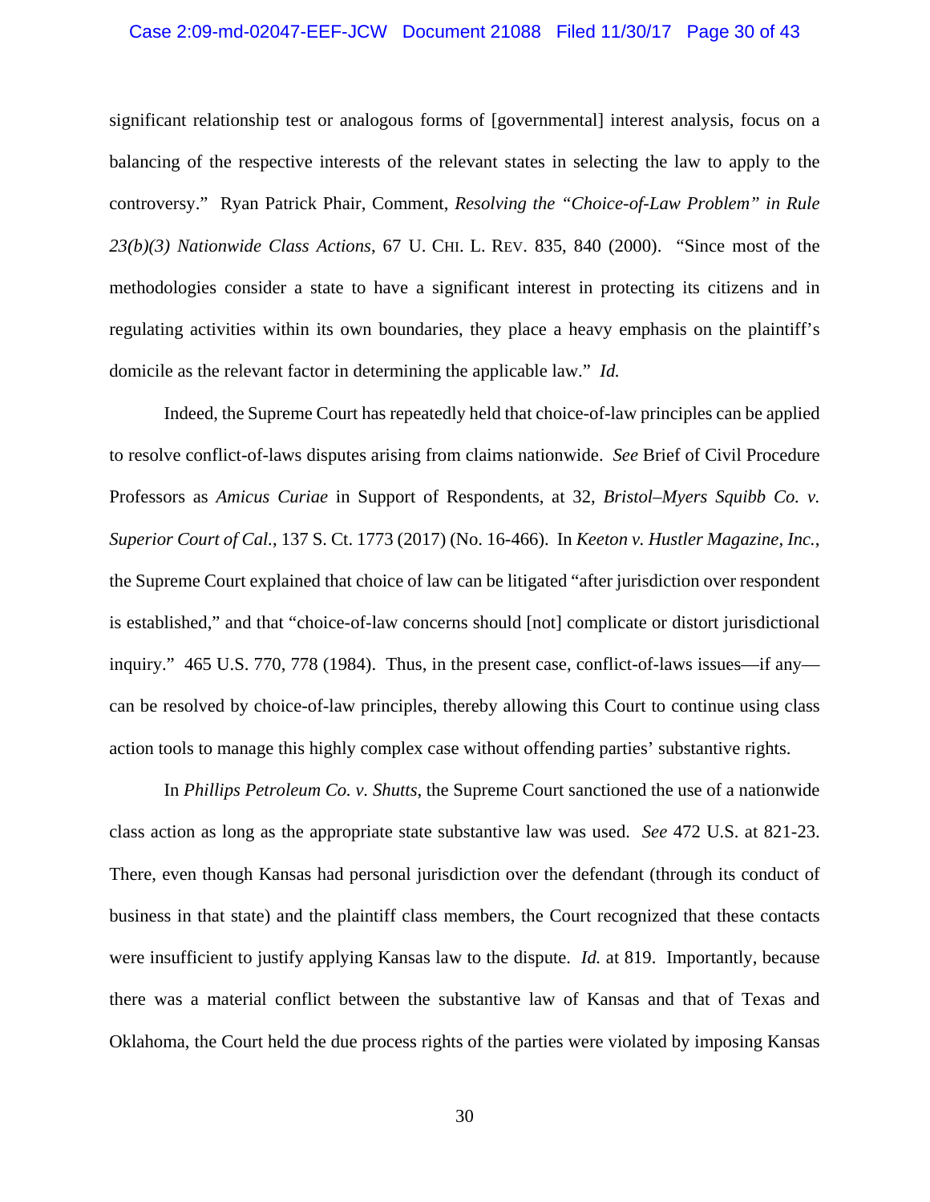significant relationship test or analogous forms of [governmental] interest analysis, focus on a balancing of the respective interests of the relevant states in selecting the law to apply to the controversy." Ryan Patrick Phair, Comment, *Resolving the "Choice-of-Law Problem" in Rule 23(b)(3) Nationwide Class Actions*, 67 U. CHI. L. REV. 835, 840 (2000). "Since most of the methodologies consider a state to have a significant interest in protecting its citizens and in regulating activities within its own boundaries, they place a heavy emphasis on the plaintiff's domicile as the relevant factor in determining the applicable law." *Id.*

Indeed, the Supreme Court has repeatedly held that choice-of-law principles can be applied to resolve conflict-of-laws disputes arising from claims nationwide. *See* Brief of Civil Procedure Professors as *Amicus Curiae* in Support of Respondents, at 32, *Bristol–Myers Squibb Co. v. Superior Court of Cal.*, 137 S. Ct. 1773 (2017) (No. 16-466). In *Keeton v. Hustler Magazine, Inc.*, the Supreme Court explained that choice of law can be litigated "after jurisdiction over respondent is established," and that "choice-of-law concerns should [not] complicate or distort jurisdictional inquiry." 465 U.S. 770, 778 (1984). Thus, in the present case, conflict-of-laws issues—if any—can be resolved by choice-of-law principles, thereby allowing this Court to continue using class action tools to manage this highly complex case without offending parties' substantive rights.

In *Phillips Petroleum Co. v. Shutts*, the Supreme Court sanctioned the use of a nationwide class action as long as the appropriate state substantive law was used. *See* 472 U.S. at 821-23. There, even though Kansas had personal jurisdiction over the defendant (through its conduct of business in that state) and the plaintiff class members, the Court recognized that these contacts were insufficient to justify applying Kansas law to the dispute. *Id.* at 819. Importantly, because there was a material conflict between the substantive law of Kansas and that of Texas and Oklahoma, the Court held the due process rights of the parties were violated by imposing Kansas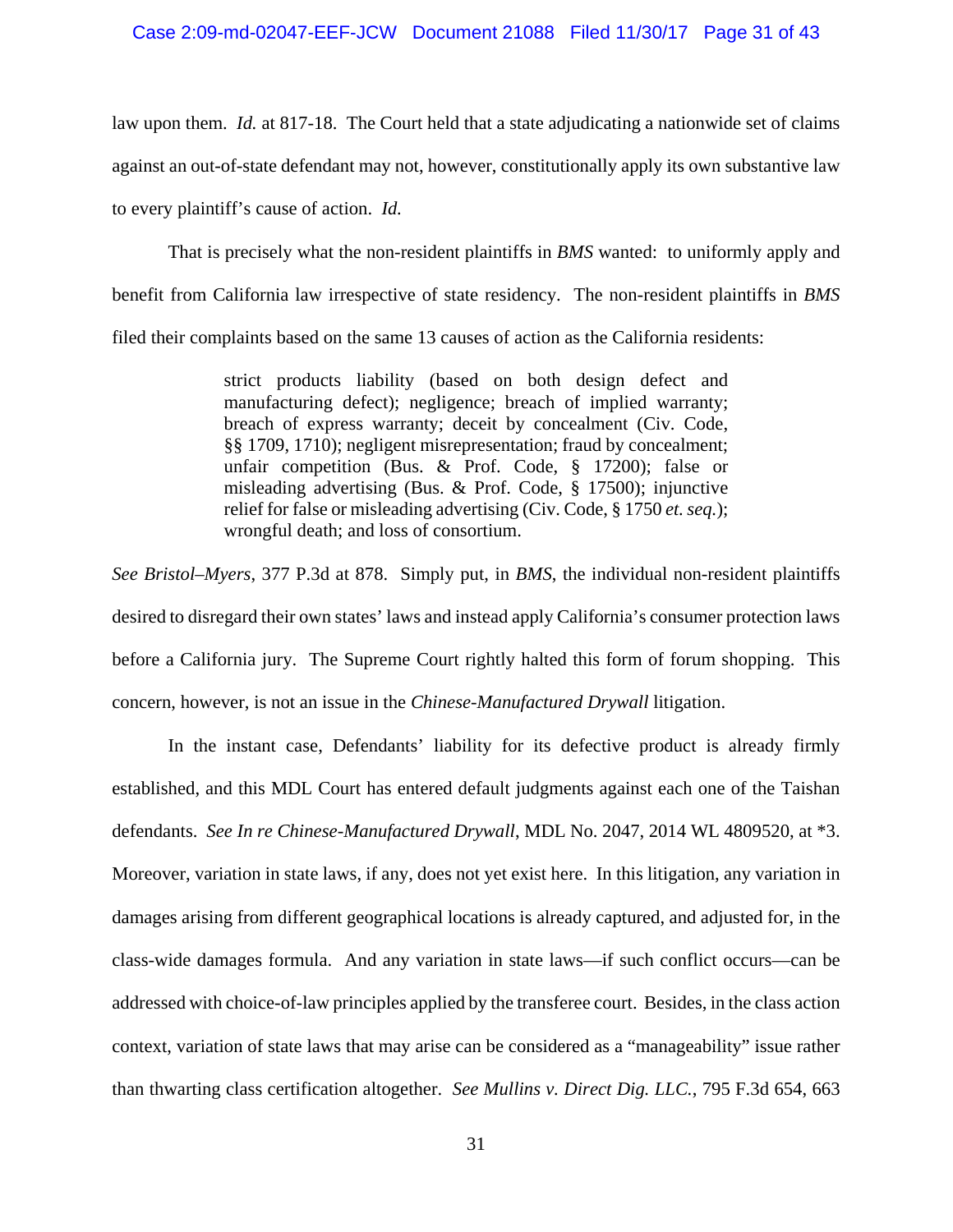law upon them. *Id.* at 817-18. The Court held that a state adjudicating a nationwide set of claims against an out-of-state defendant may not, however, constitutionally apply its own substantive law to every plaintiff's cause of action. *Id.*

That is precisely what the non-resident plaintiffs in *BMS* wanted: to uniformly apply and benefit from California law irrespective of state residency. The non-resident plaintiffs in *BMS* filed their complaints based on the same 13 causes of action as the California residents:

> strict products liability (based on both design defect and manufacturing defect); negligence; breach of implied warranty; breach of express warranty; deceit by concealment (Civ. Code, §§ 1709, 1710); negligent misrepresentation; fraud by concealment; unfair competition (Bus. & Prof. Code, § 17200); false or misleading advertising (Bus. & Prof. Code, § 17500); injunctive relief for false or misleading advertising (Civ. Code, § 1750 *et. seq.*); wrongful death; and loss of consortium.

*See Bristol–Myers*, 377 P.3d at 878. Simply put, in *BMS*, the individual non-resident plaintiffs desired to disregard their own states' laws and instead apply California's consumer protection laws before a California jury. The Supreme Court rightly halted this form of forum shopping. This concern, however, is not an issue in the *Chinese-Manufactured Drywall* litigation.

In the instant case, Defendants' liability for its defective product is already firmly established, and this MDL Court has entered default judgments against each one of the Taishan defendants. *See In re Chinese-Manufactured Drywall*, MDL No. 2047, 2014 WL 4809520, at *3. Moreover, variation in state laws, if any, does not yet exist here. In this litigation, any variation in damages arising from different geographical locations is already captured, and adjusted for, in the class-wide damages formula. And any variation in state laws—if such conflict occurs—can be addressed with choice-of-law principles applied by the transferee court. Besides, in the class action context, variation of state laws that may arise can be considered as a "manageability" issue rather than thwarting class certification altogether. *See Mullins v. Direct Dig. LLC.*, 795 F.3d 654, 663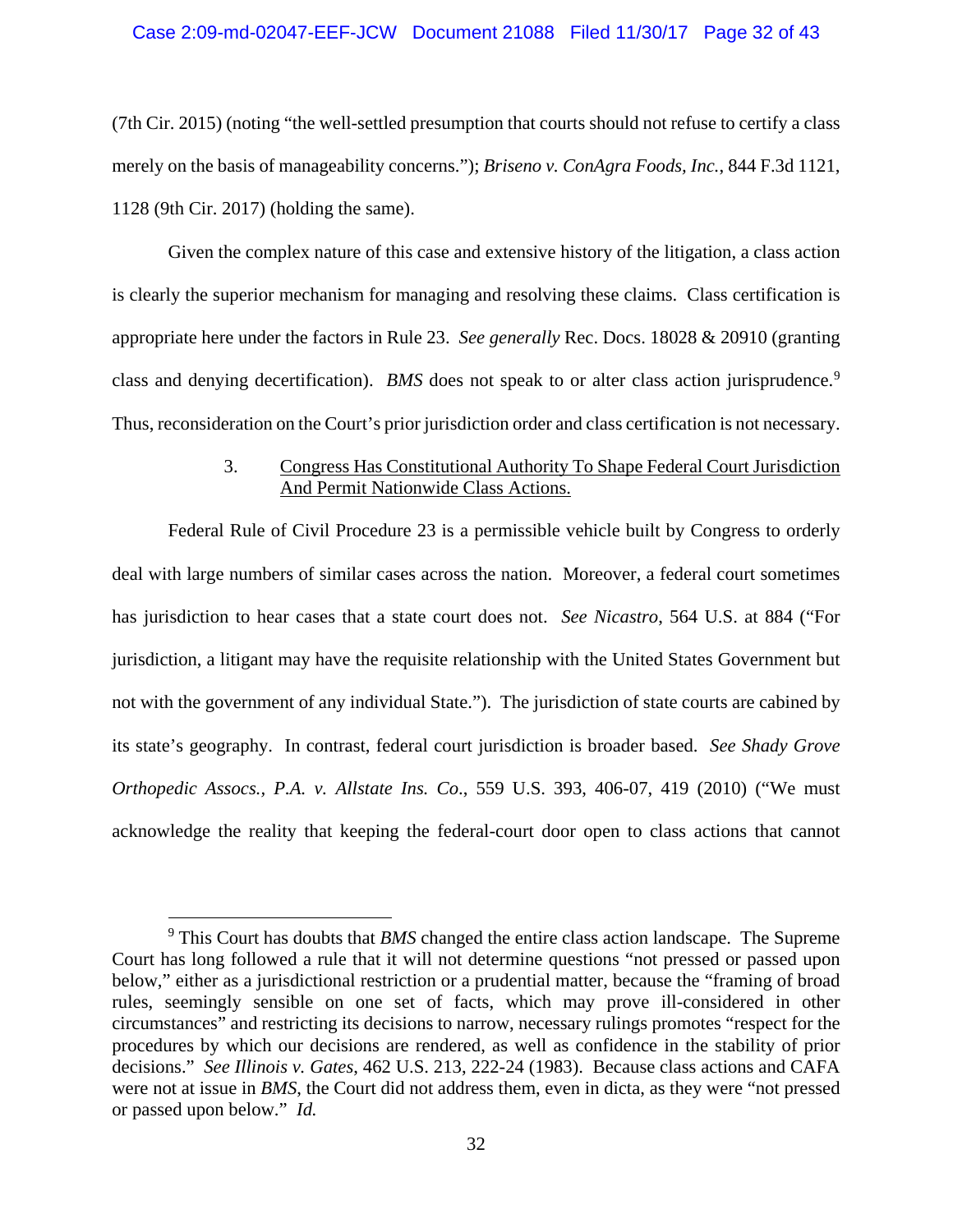(7th Cir. 2015) (noting "the well-settled presumption that courts should not refuse to certify a class merely on the basis of manageability concerns."); *Briseno v. ConAgra Foods, Inc.*, 844 F.3d 1121, 1128 (9th Cir. 2017) (holding the same).

Given the complex nature of this case and extensive history of the litigation, a class action is clearly the superior mechanism for managing and resolving these claims. Class certification is appropriate here under the factors in Rule 23. *See generally* Rec. Docs. 18028 & 20910 (granting class and denying decertification). *BMS* does not speak to or alter class action jurisprudence.[9] Thus, reconsideration on the Court's prior jurisdiction order and class certification is not necessary.

3. Congress Has Constitutional Authority To Shape Federal Court Jurisdiction And Permit Nationwide Class Actions.

Federal Rule of Civil Procedure 23 is a permissible vehicle built by Congress to orderly deal with large numbers of similar cases across the nation. Moreover, a federal court sometimes has jurisdiction to hear cases that a state court does not. *See Nicastro*, 564 U.S. at 884 ("For jurisdiction, a litigant may have the requisite relationship with the United States Government but not with the government of any individual State."). The jurisdiction of state courts are cabined by its state's geography. In contrast, federal court jurisdiction is broader based. *See Shady Grove Orthopedic Assocs., P.A. v. Allstate Ins. Co.*, 559 U.S. 393, 406-07, 419 (2010) ("We must acknowledge the reality that keeping the federal-court door open to class actions that cannot

[9] This Court has doubts that *BMS* changed the entire class action landscape. The Supreme Court has long followed a rule that it will not determine questions "not pressed or passed upon below," either as a jurisdictional restriction or a prudential matter, because the "framing of broad rules, seemingly sensible on one set of facts, which may prove ill-considered in other circumstances" and restricting its decisions to narrow, necessary rulings promotes "respect for the procedures by which our decisions are rendered, as well as confidence in the stability of prior decisions." *See Illinois v. Gates*, 462 U.S. 213, 222-24 (1983). Because class actions and CAFA were not at issue in *BMS*, the Court did not address them, even in dicta, as they were "not pressed or passed upon below." *Id.*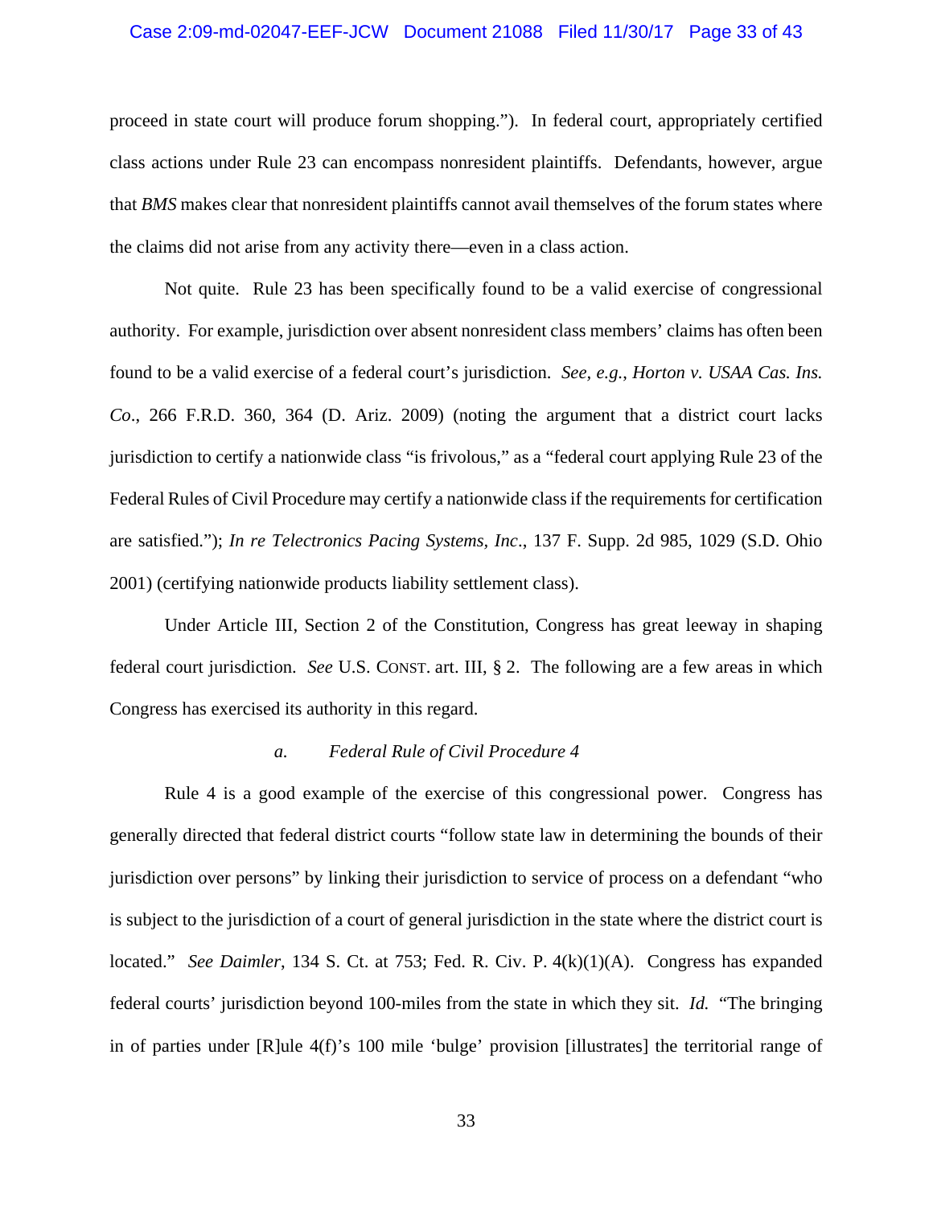proceed in state court will produce forum shopping."). In federal court, appropriately certified class actions under Rule 23 can encompass nonresident plaintiffs. Defendants, however, argue that *BMS* makes clear that nonresident plaintiffs cannot avail themselves of the forum states where the claims did not arise from any activity there—even in a class action.

Not quite. Rule 23 has been specifically found to be a valid exercise of congressional authority. For example, jurisdiction over absent nonresident class members' claims has often been found to be a valid exercise of a federal court's jurisdiction. *See, e.g.*, *Horton v. USAA Cas. Ins. Co*., 266 F.R.D. 360, 364 (D. Ariz. 2009) (noting the argument that a district court lacks jurisdiction to certify a nationwide class "is frivolous," as a "federal court applying Rule 23 of the Federal Rules of Civil Procedure may certify a nationwide class if the requirements for certification are satisfied."); *In re Telectronics Pacing Systems, Inc*., 137 F. Supp. 2d 985, 1029 (S.D. Ohio 2001) (certifying nationwide products liability settlement class).

Under Article III, Section 2 of the Constitution, Congress has great leeway in shaping federal court jurisdiction. *See* U.S. CONST. art. III, § 2. The following are a few areas in which Congress has exercised its authority in this regard.

*a. Federal Rule of Civil Procedure 4*

Rule 4 is a good example of the exercise of this congressional power. Congress has generally directed that federal district courts "follow state law in determining the bounds of their jurisdiction over persons" by linking their jurisdiction to service of process on a defendant "who is subject to the jurisdiction of a court of general jurisdiction in the state where the district court is located." *See Daimler*, 134 S. Ct. at 753; Fed. R. Civ. P. 4(k)(1)(A). Congress has expanded federal courts' jurisdiction beyond 100-miles from the state in which they sit. *Id.* "The bringing in of parties under [R]ule 4(f)'s 100 mile 'bulge' provision [illustrates] the territorial range of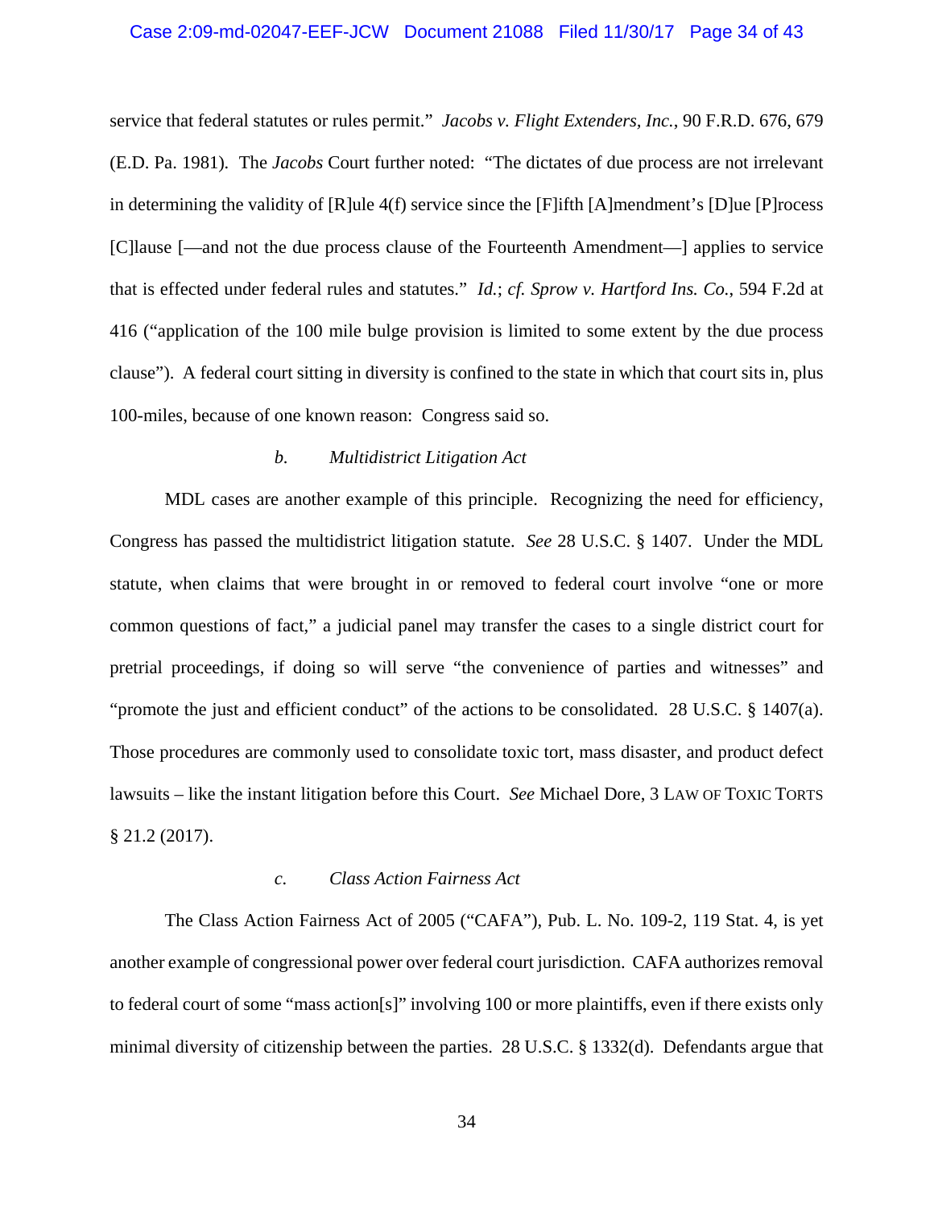service that federal statutes or rules permit." *Jacobs v. Flight Extenders, Inc.*, 90 F.R.D. 676, 679 (E.D. Pa. 1981). The *Jacobs* Court further noted: "The dictates of due process are not irrelevant in determining the validity of [R]ule 4(f) service since the [F]ifth [A]mendment's [D]ue [P]rocess [C]lause [—and not the due process clause of the Fourteenth Amendment—] applies to service that is effected under federal rules and statutes." *Id.*; *cf. Sprow v. Hartford Ins. Co.*, 594 F.2d at 416 ("application of the 100 mile bulge provision is limited to some extent by the due process clause"). A federal court sitting in diversity is confined to the state in which that court sits in, plus 100-miles, because of one known reason: Congress said so.

#### *b. Multidistrict Litigation Act*

MDL cases are another example of this principle. Recognizing the need for efficiency, Congress has passed the multidistrict litigation statute. *See* 28 U.S.C. § 1407. Under the MDL statute, when claims that were brought in or removed to federal court involve "one or more common questions of fact," a judicial panel may transfer the cases to a single district court for pretrial proceedings, if doing so will serve "the convenience of parties and witnesses" and "promote the just and efficient conduct" of the actions to be consolidated. 28 U.S.C. § 1407(a). Those procedures are commonly used to consolidate toxic tort, mass disaster, and product defect lawsuits – like the instant litigation before this Court. *See* Michael Dore, 3 LAW OF TOXIC TORTS § 21.2 (2017).

#### *c. Class Action Fairness Act*

The Class Action Fairness Act of 2005 ("CAFA"), Pub. L. No. 109-2, 119 Stat. 4, is yet another example of congressional power over federal court jurisdiction. CAFA authorizes removal to federal court of some "mass action[s]" involving 100 or more plaintiffs, even if there exists only minimal diversity of citizenship between the parties. 28 U.S.C. § 1332(d). Defendants argue that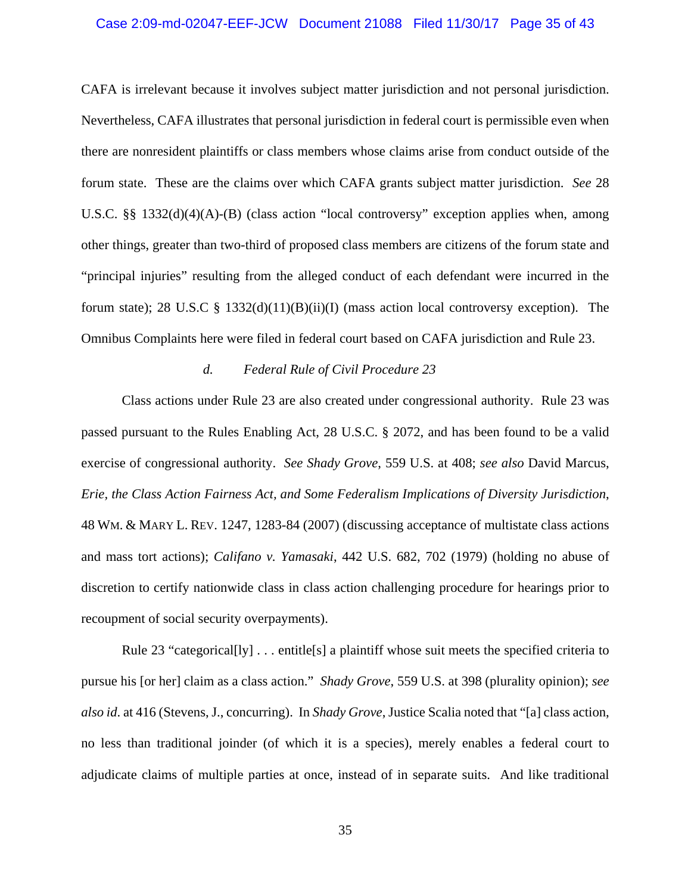CAFA is irrelevant because it involves subject matter jurisdiction and not personal jurisdiction. Nevertheless, CAFA illustrates that personal jurisdiction in federal court is permissible even when there are nonresident plaintiffs or class members whose claims arise from conduct outside of the forum state. These are the claims over which CAFA grants subject matter jurisdiction. *See* 28 U.S.C. §§ 1332(d)(4)(A)-(B) (class action "local controversy" exception applies when, among other things, greater than two-third of proposed class members are citizens of the forum state and "principal injuries" resulting from the alleged conduct of each defendant were incurred in the forum state); 28 U.S.C § 1332(d)(11)(B)(ii)(I) (mass action local controversy exception). The Omnibus Complaints here were filed in federal court based on CAFA jurisdiction and Rule 23.

*d. Federal Rule of Civil Procedure 23*

Class actions under Rule 23 are also created under congressional authority. Rule 23 was passed pursuant to the Rules Enabling Act, 28 U.S.C. § 2072, and has been found to be a valid exercise of congressional authority. *See Shady Grove*, 559 U.S. at 408; *see also* David Marcus, *Erie, the Class Action Fairness Act, and Some Federalism Implications of Diversity Jurisdiction*, 48 WM. & MARY L. REV. 1247, 1283-84 (2007) (discussing acceptance of multistate class actions and mass tort actions); *Califano v. Yamasaki*, 442 U.S. 682, 702 (1979) (holding no abuse of discretion to certify nationwide class in class action challenging procedure for hearings prior to recoupment of social security overpayments).

Rule 23 "categorical[ly] . . . entitle[s] a plaintiff whose suit meets the specified criteria to pursue his [or her] claim as a class action." *Shady Grove*, 559 U.S. at 398 (plurality opinion); *see also id*. at 416 (Stevens, J., concurring). In *Shady Grove*, Justice Scalia noted that "[a] class action, no less than traditional joinder (of which it is a species), merely enables a federal court to adjudicate claims of multiple parties at once, instead of in separate suits. And like traditional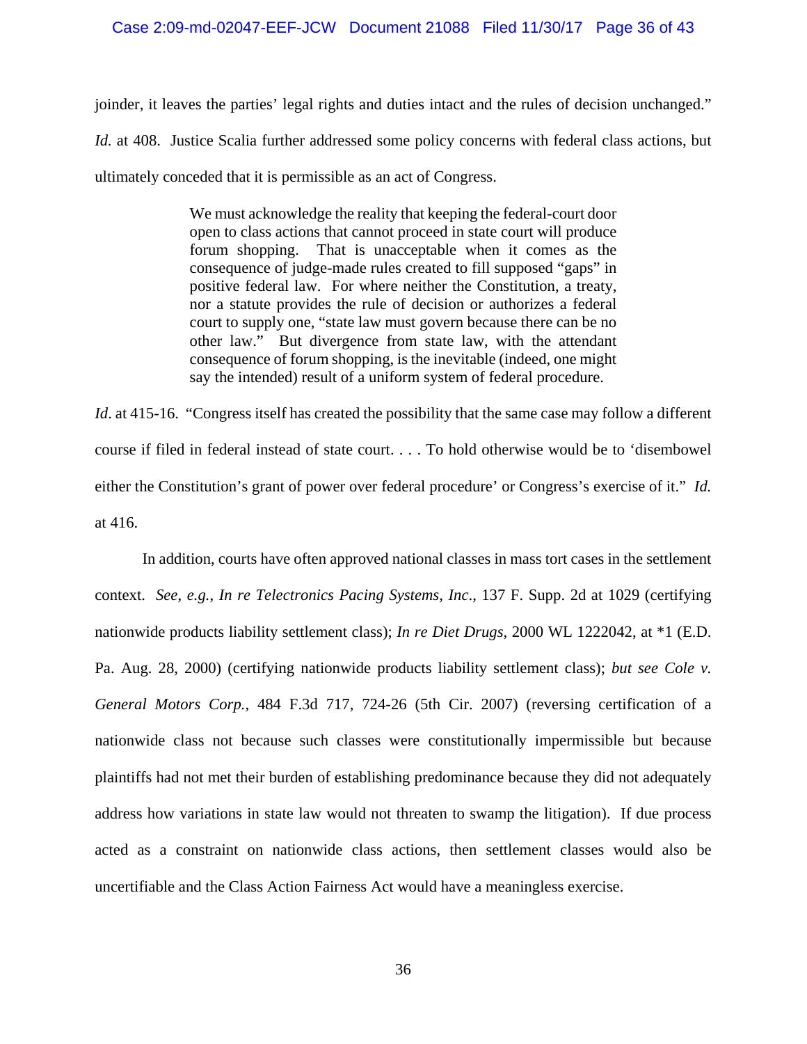joinder, it leaves the parties' legal rights and duties intact and the rules of decision unchanged." *Id.* at 408. Justice Scalia further addressed some policy concerns with federal class actions, but ultimately conceded that it is permissible as an act of Congress.

> We must acknowledge the reality that keeping the federal-court door open to class actions that cannot proceed in state court will produce forum shopping. That is unacceptable when it comes as the consequence of judge-made rules created to fill supposed "gaps" in positive federal law. For where neither the Constitution, a treaty, nor a statute provides the rule of decision or authorizes a federal court to supply one, "state law must govern because there can be no other law." But divergence from state law, with the attendant consequence of forum shopping, is the inevitable (indeed, one might say the intended) result of a uniform system of federal procedure.

*Id*. at 415-16. "Congress itself has created the possibility that the same case may follow a different course if filed in federal instead of state court. . . . To hold otherwise would be to 'disembowel either the Constitution's grant of power over federal procedure' or Congress's exercise of it." *Id.* at 416.

In addition, courts have often approved national classes in mass tort cases in the settlement context. *See*, *e.g.*, *In re Telectronics Pacing Systems, Inc*., 137 F. Supp. 2d at 1029 (certifying nationwide products liability settlement class); *In re Diet Drugs*, 2000 WL 1222042, at *1 (E.D. Pa. Aug. 28, 2000) (certifying nationwide products liability settlement class); *but see Cole v. General Motors Corp.*, 484 F.3d 717, 724-26 (5th Cir. 2007) (reversing certification of a nationwide class not because such classes were constitutionally impermissible but because plaintiffs had not met their burden of establishing predominance because they did not adequately address how variations in state law would not threaten to swamp the litigation). If due process acted as a constraint on nationwide class actions, then settlement classes would also be uncertifiable and the Class Action Fairness Act would have a meaningless exercise.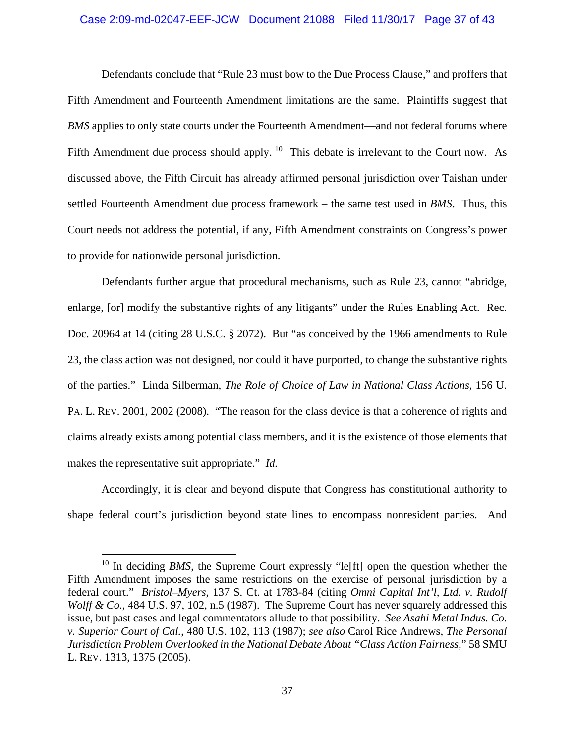Defendants conclude that "Rule 23 must bow to the Due Process Clause," and proffers that Fifth Amendment and Fourteenth Amendment limitations are the same. Plaintiffs suggest that *BMS* applies to only state courts under the Fourteenth Amendment—and not federal forums where Fifth Amendment due process should apply.[10] This debate is irrelevant to the Court now. As discussed above, the Fifth Circuit has already affirmed personal jurisdiction over Taishan under settled Fourteenth Amendment due process framework – the same test used in *BMS*. Thus, this Court needs not address the potential, if any, Fifth Amendment constraints on Congress's power to provide for nationwide personal jurisdiction.

Defendants further argue that procedural mechanisms, such as Rule 23, cannot "abridge, enlarge, [or] modify the substantive rights of any litigants" under the Rules Enabling Act. Rec. Doc. 20964 at 14 (citing 28 U.S.C. § 2072). But "as conceived by the 1966 amendments to Rule 23, the class action was not designed, nor could it have purported, to change the substantive rights of the parties." Linda Silberman, *The Role of Choice of Law in National Class Actions*, 156 U. PA. L. REV. 2001, 2002 (2008). "The reason for the class device is that a coherence of rights and claims already exists among potential class members, and it is the existence of those elements that makes the representative suit appropriate." *Id.*

Accordingly, it is clear and beyond dispute that Congress has constitutional authority to shape federal court's jurisdiction beyond state lines to encompass nonresident parties. And

---

[10] In deciding *BMS*, the Supreme Court expressly "le[ft] open the question whether the Fifth Amendment imposes the same restrictions on the exercise of personal jurisdiction by a federal court." *Bristol–Myers*, 137 S. Ct. at 1783-84 (citing *Omni Capital Int'l, Ltd. v. Rudolf Wolff & Co.*, 484 U.S. 97, 102, n.5 (1987). The Supreme Court has never squarely addressed this issue, but past cases and legal commentators allude to that possibility. *See Asahi Metal Indus. Co. v. Superior Court of Cal.*, 480 U.S. 102, 113 (1987); *see also* Carol Rice Andrews, *The Personal Jurisdiction Problem Overlooked in the National Debate About "Class Action Fairness*," 58 SMU L. REV. 1313, 1375 (2005).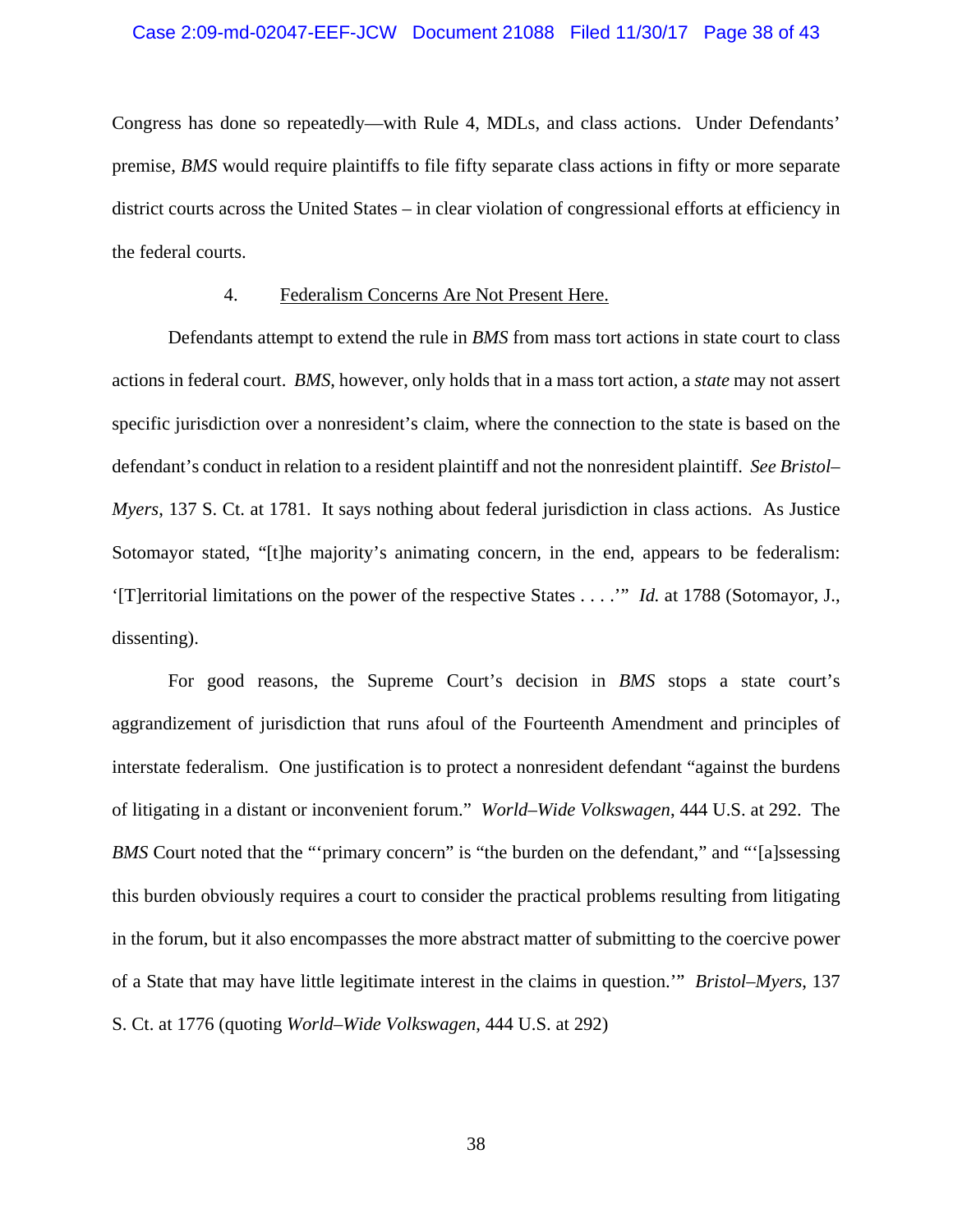Congress has done so repeatedly—with Rule 4, MDLs, and class actions. Under Defendants' premise, *BMS* would require plaintiffs to file fifty separate class actions in fifty or more separate district courts across the United States – in clear violation of congressional efforts at efficiency in the federal courts.

4. <u>Federalism Concerns Are Not Present Here.</u>

Defendants attempt to extend the rule in *BMS* from mass tort actions in state court to class actions in federal court. *BMS*, however, only holds that in a mass tort action, a *state* may not assert specific jurisdiction over a nonresident's claim, where the connection to the state is based on the defendant's conduct in relation to a resident plaintiff and not the nonresident plaintiff. *See Bristol–Myers*, 137 S. Ct. at 1781. It says nothing about federal jurisdiction in class actions. As Justice Sotomayor stated, "[t]he majority's animating concern, in the end, appears to be federalism: '[T]erritorial limitations on the power of the respective States . . . .'" *Id.* at 1788 (Sotomayor, J., dissenting).

For good reasons, the Supreme Court's decision in *BMS* stops a state court's aggrandizement of jurisdiction that runs afoul of the Fourteenth Amendment and principles of interstate federalism. One justification is to protect a nonresident defendant "against the burdens of litigating in a distant or inconvenient forum." *World–Wide Volkswagen*, 444 U.S. at 292. The *BMS* Court noted that the "'primary concern" is "the burden on the defendant," and "'[a]ssessing this burden obviously requires a court to consider the practical problems resulting from litigating in the forum, but it also encompasses the more abstract matter of submitting to the coercive power of a State that may have little legitimate interest in the claims in question.'" *Bristol–Myers*, 137 S. Ct. at 1776 (quoting *World–Wide Volkswagen*, 444 U.S. at 292)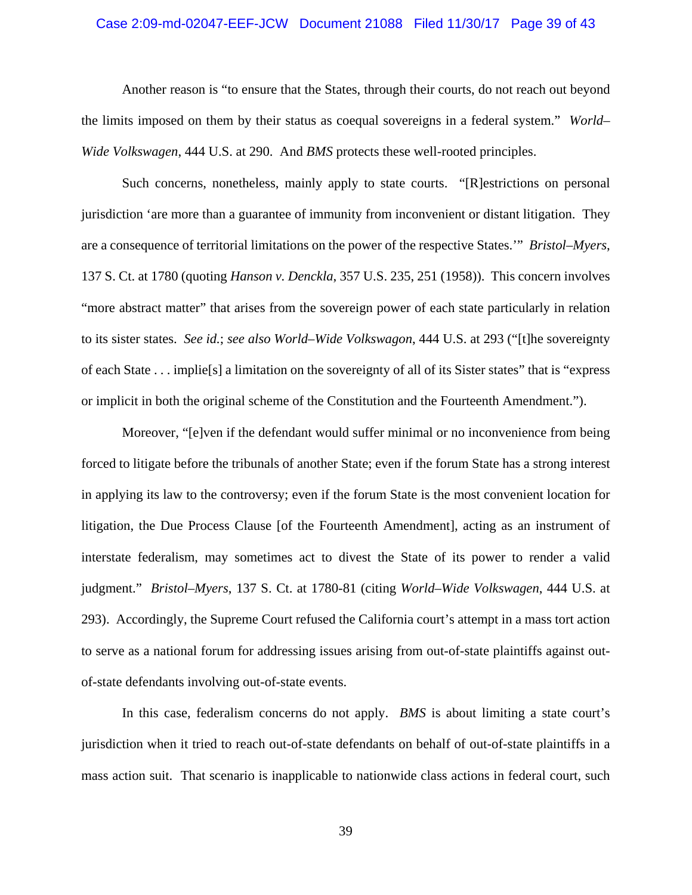Another reason is "to ensure that the States, through their courts, do not reach out beyond the limits imposed on them by their status as coequal sovereigns in a federal system." *World–Wide Volkswagen*, 444 U.S. at 290. And *BMS* protects these well-rooted principles.

Such concerns, nonetheless, mainly apply to state courts. "[R]estrictions on personal jurisdiction 'are more than a guarantee of immunity from inconvenient or distant litigation. They are a consequence of territorial limitations on the power of the respective States.'" *Bristol–Myers*, 137 S. Ct. at 1780 (quoting *Hanson v. Denckla*, 357 U.S. 235, 251 (1958)). This concern involves "more abstract matter" that arises from the sovereign power of each state particularly in relation to its sister states. *See id.*; *see also World–Wide Volkswagon*, 444 U.S. at 293 ("[t]he sovereignty of each State . . . implie[s] a limitation on the sovereignty of all of its Sister states" that is "express or implicit in both the original scheme of the Constitution and the Fourteenth Amendment.").

Moreover, "[e]ven if the defendant would suffer minimal or no inconvenience from being forced to litigate before the tribunals of another State; even if the forum State has a strong interest in applying its law to the controversy; even if the forum State is the most convenient location for litigation, the Due Process Clause [of the Fourteenth Amendment], acting as an instrument of interstate federalism, may sometimes act to divest the State of its power to render a valid judgment." *Bristol–Myers*, 137 S. Ct. at 1780-81 (citing *World–Wide Volkswagen*, 444 U.S. at 293). Accordingly, the Supreme Court refused the California court's attempt in a mass tort action to serve as a national forum for addressing issues arising from out-of-state plaintiffs against out-of-state defendants involving out-of-state events.

In this case, federalism concerns do not apply. *BMS* is about limiting a state court's jurisdiction when it tried to reach out-of-state defendants on behalf of out-of-state plaintiffs in a mass action suit. That scenario is inapplicable to nationwide class actions in federal court, such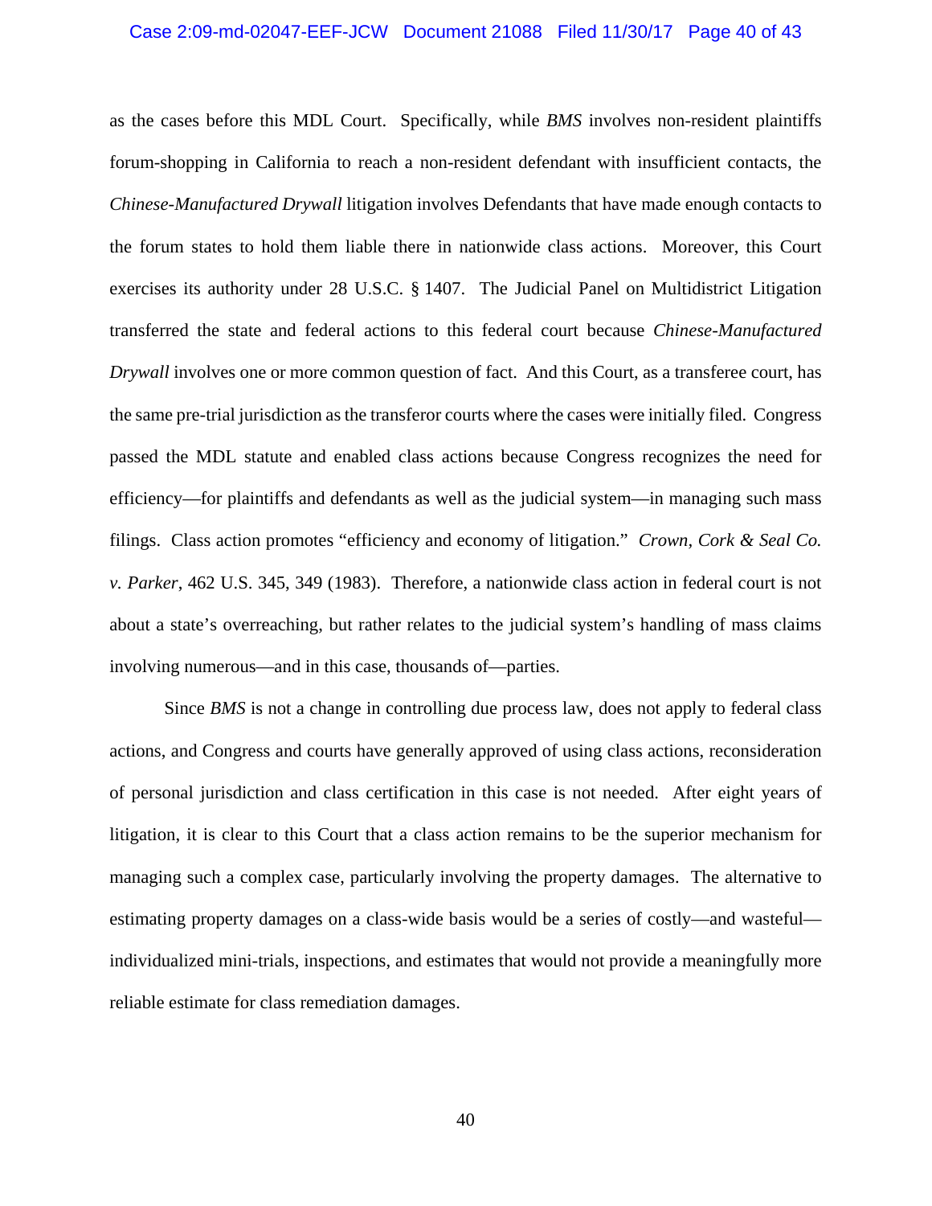as the cases before this MDL Court. Specifically, while *BMS* involves non-resident plaintiffs forum-shopping in California to reach a non-resident defendant with insufficient contacts, the *Chinese-Manufactured Drywall* litigation involves Defendants that have made enough contacts to the forum states to hold them liable there in nationwide class actions. Moreover, this Court exercises its authority under 28 U.S.C. § 1407. The Judicial Panel on Multidistrict Litigation transferred the state and federal actions to this federal court because *Chinese-Manufactured Drywall* involves one or more common question of fact. And this Court, as a transferee court, has the same pre-trial jurisdiction as the transferor courts where the cases were initially filed. Congress passed the MDL statute and enabled class actions because Congress recognizes the need for efficiency—for plaintiffs and defendants as well as the judicial system—in managing such mass filings. Class action promotes "efficiency and economy of litigation." *Crown, Cork & Seal Co. v. Parker*, 462 U.S. 345, 349 (1983). Therefore, a nationwide class action in federal court is not about a state's overreaching, but rather relates to the judicial system's handling of mass claims involving numerous—and in this case, thousands of—parties.

Since *BMS* is not a change in controlling due process law, does not apply to federal class actions, and Congress and courts have generally approved of using class actions, reconsideration of personal jurisdiction and class certification in this case is not needed. After eight years of litigation, it is clear to this Court that a class action remains to be the superior mechanism for managing such a complex case, particularly involving the property damages. The alternative to estimating property damages on a class-wide basis would be a series of costly—and wasteful—individualized mini-trials, inspections, and estimates that would not provide a meaningfully more reliable estimate for class remediation damages.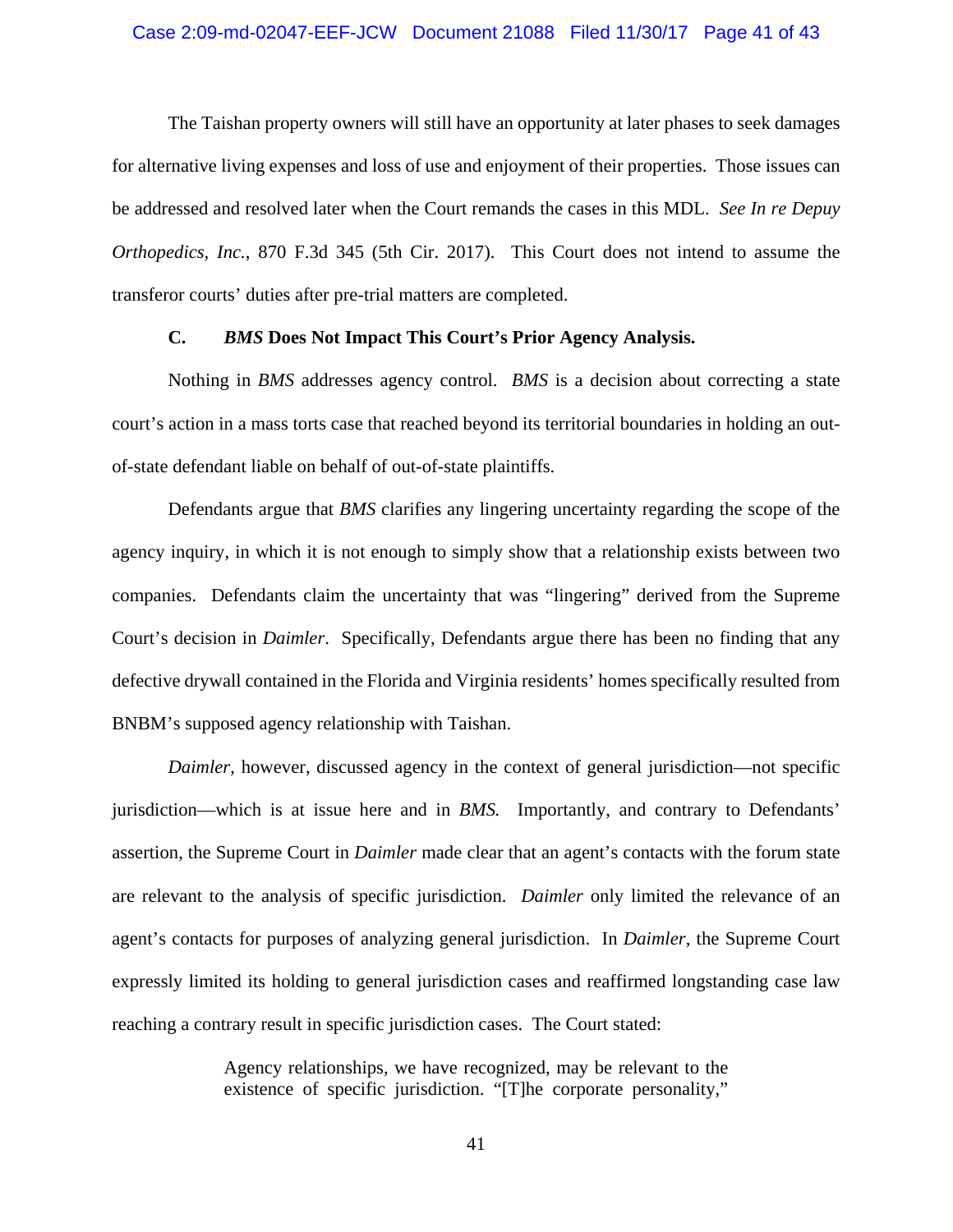The Taishan property owners will still have an opportunity at later phases to seek damages for alternative living expenses and loss of use and enjoyment of their properties. Those issues can be addressed and resolved later when the Court remands the cases in this MDL. *See In re Depuy Orthopedics, Inc.*, 870 F.3d 345 (5th Cir. 2017). This Court does not intend to assume the transferor courts' duties after pre-trial matters are completed.

**C. *BMS* Does Not Impact This Court's Prior Agency Analysis.**

Nothing in *BMS* addresses agency control. *BMS* is a decision about correcting a state court's action in a mass torts case that reached beyond its territorial boundaries in holding an out-of-state defendant liable on behalf of out-of-state plaintiffs.

Defendants argue that *BMS* clarifies any lingering uncertainty regarding the scope of the agency inquiry, in which it is not enough to simply show that a relationship exists between two companies. Defendants claim the uncertainty that was "lingering" derived from the Supreme Court's decision in *Daimler*. Specifically, Defendants argue there has been no finding that any defective drywall contained in the Florida and Virginia residents' homes specifically resulted from BNBM's supposed agency relationship with Taishan.

*Daimler*, however, discussed agency in the context of general jurisdiction—not specific jurisdiction—which is at issue here and in *BMS.* Importantly, and contrary to Defendants' assertion, the Supreme Court in *Daimler* made clear that an agent's contacts with the forum state are relevant to the analysis of specific jurisdiction. *Daimler* only limited the relevance of an agent's contacts for purposes of analyzing general jurisdiction. In *Daimler*, the Supreme Court expressly limited its holding to general jurisdiction cases and reaffirmed longstanding case law reaching a contrary result in specific jurisdiction cases. The Court stated:

> Agency relationships, we have recognized, may be relevant to the existence of specific jurisdiction. "[T]he corporate personality,"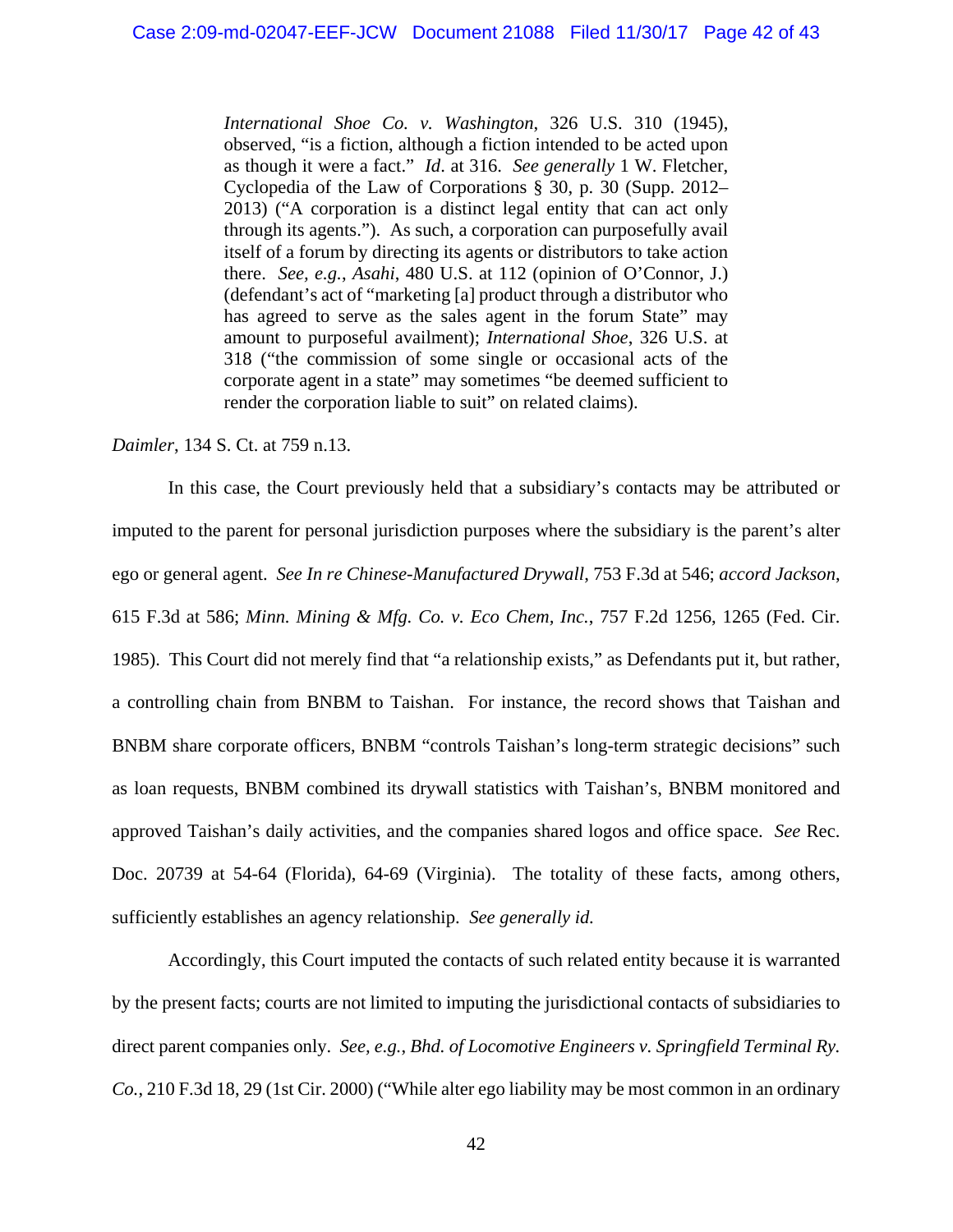> *International Shoe Co. v. Washington*, 326 U.S. 310 (1945), observed, "is a fiction, although a fiction intended to be acted upon as though it were a fact." *Id*. at 316. *See generally* 1 W. Fletcher, Cyclopedia of the Law of Corporations § 30, p. 30 (Supp. 2012–2013) ("A corporation is a distinct legal entity that can act only through its agents."). As such, a corporation can purposefully avail itself of a forum by directing its agents or distributors to take action there. *See, e.g.*, *Asahi*, 480 U.S. at 112 (opinion of O'Connor, J.) (defendant's act of "marketing [a] product through a distributor who has agreed to serve as the sales agent in the forum State" may amount to purposeful availment); *International Shoe*, 326 U.S. at 318 ("the commission of some single or occasional acts of the corporate agent in a state" may sometimes "be deemed sufficient to render the corporation liable to suit" on related claims).

*Daimler*, 134 S. Ct. at 759 n.13.

In this case, the Court previously held that a subsidiary's contacts may be attributed or imputed to the parent for personal jurisdiction purposes where the subsidiary is the parent's alter ego or general agent. *See In re Chinese-Manufactured Drywall*, 753 F.3d at 546; *accord Jackson*, 615 F.3d at 586; *Minn. Mining & Mfg. Co. v. Eco Chem, Inc.*, 757 F.2d 1256, 1265 (Fed. Cir. 1985). This Court did not merely find that "a relationship exists," as Defendants put it, but rather, a controlling chain from BNBM to Taishan. For instance, the record shows that Taishan and BNBM share corporate officers, BNBM "controls Taishan's long-term strategic decisions" such as loan requests, BNBM combined its drywall statistics with Taishan's, BNBM monitored and approved Taishan's daily activities, and the companies shared logos and office space. *See* Rec. Doc. 20739 at 54-64 (Florida), 64-69 (Virginia). The totality of these facts, among others, sufficiently establishes an agency relationship. *See generally id.*

Accordingly, this Court imputed the contacts of such related entity because it is warranted by the present facts; courts are not limited to imputing the jurisdictional contacts of subsidiaries to direct parent companies only. *See, e.g.*, *Bhd. of Locomotive Engineers v. Springfield Terminal Ry. Co.*, 210 F.3d 18, 29 (1st Cir. 2000) ("While alter ego liability may be most common in an ordinary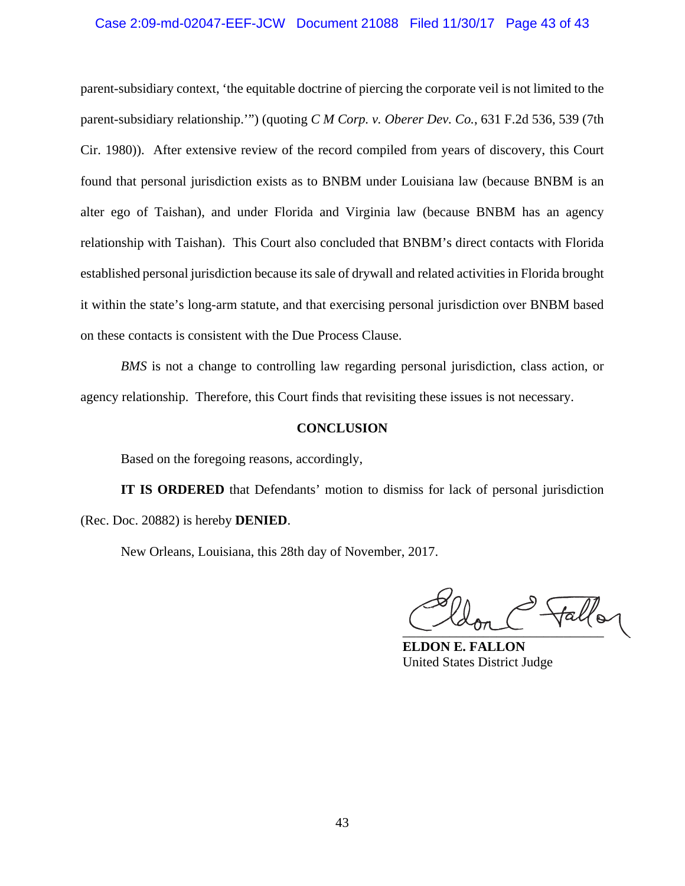parent-subsidiary context, 'the equitable doctrine of piercing the corporate veil is not limited to the parent-subsidiary relationship.'") (quoting *C M Corp. v. Oberer Dev. Co.*, 631 F.2d 536, 539 (7th Cir. 1980)). After extensive review of the record compiled from years of discovery, this Court found that personal jurisdiction exists as to BNBM under Louisiana law (because BNBM is an alter ego of Taishan), and under Florida and Virginia law (because BNBM has an agency relationship with Taishan). This Court also concluded that BNBM's direct contacts with Florida established personal jurisdiction because its sale of drywall and related activities in Florida brought it within the state's long-arm statute, and that exercising personal jurisdiction over BNBM based on these contacts is consistent with the Due Process Clause.

*BMS* is not a change to controlling law regarding personal jurisdiction, class action, or agency relationship. Therefore, this Court finds that revisiting these issues is not necessary.

## CONCLUSION

Based on the foregoing reasons, accordingly,

**IT IS ORDERED** that Defendants' motion to dismiss for lack of personal jurisdiction (Rec. Doc. 20882) is hereby **DENIED**.

New Orleans, Louisiana, this 28th day of November, 2017.

**ELDON E. FALLON**
United States District Judge